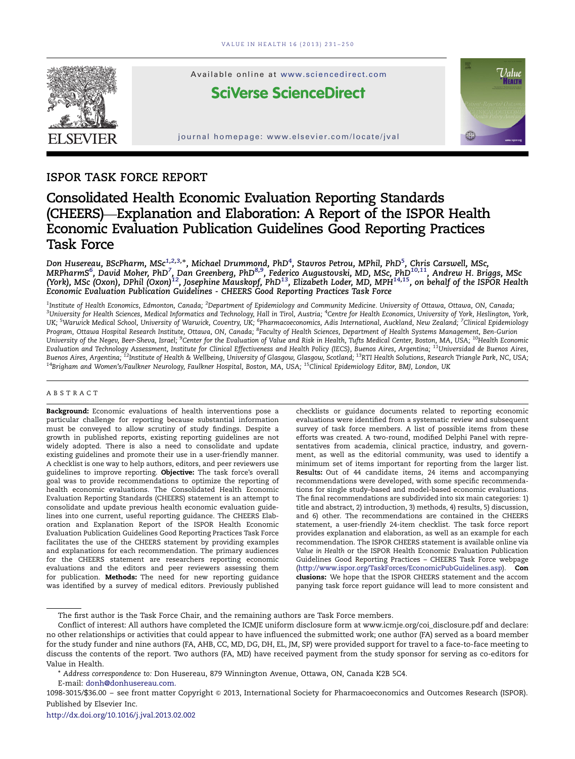ISPOR TASK FORCE REPORT

# Consolidated Health Economic Evaluation Reporting Standards (CHEERS)—Explanation and Elaboration: A Report of the ISPOR Health Economic Evaluation Publication Guidelines Good Reporting Practices Task Force

*Don Husereau, BScPharm, MSc[1,2,3,*], Michael Drummond, PhD[4], Stavros Petrou, MPhil, PhD[5], Chris Carswell, MSc, MRPharmS[6], David Moher, PhD[7], Dan Greenberg, PhD[8,9], Federico Augustovski, MD, MSc, PhD[10,11], Andrew H. Briggs, MSc (York), MSc (Oxon), DPhil (Oxon)[12], Josephine Mauskopf, PhD[13], Elizabeth Loder, MD, MPH[14,15], on behalf of the ISPOR Health Economic Evaluation Publication Guidelines - CHEERS Good Reporting Practices Task Force*

[1]Institute of Health Economics, Edmonton, Canada; [2]Department of Epidemiology and Community Medicine. University of Ottawa, Ottawa, ON, Canada; [3]University for Health Sciences, Medical Informatics and Technology, Hall in Tirol, Austria; [4]Centre for Health Economics, University of York, Heslington, York, UK; [5]Warwick Medical School, University of Warwick, Coventry, UK; [6]Pharmacoeconomics, Adis International, Auckland, New Zealand; [7]Clinical Epidemiology Program, Ottawa Hospital Research Institute, Ottawa, ON, Canada; [8]Faculty of Health Sciences, Department of Health Systems Management, Ben-Gurion University of the Negev, Beer-Sheva, Israel; [9]Center for the Evaluation of Value and Risk in Health, Tufts Medical Center, Boston, MA, USA; [10]Health Economic Evaluation and Technology Assessment, Institute for Clinical Effectiveness and Health Policy (IECS), Buenos Aires, Argentina; [11]Universidad de Buenos Aires, Buenos Aires, Argentina; [12]Institute of Health & Wellbeing, University of Glasgow, Glasgow, Scotland; [13]RTI Health Solutions, Research Triangle Park, NC, USA; [14]Brigham and Women's/Faulkner Neurology, Faulkner Hospital, Boston, MA, USA; [15]Clinical Epidemiology Editor, BMJ, London, UK

## ABSTRACT

**Background:** Economic evaluations of health interventions pose a particular challenge for reporting because substantial information must be conveyed to allow scrutiny of study findings. Despite a growth in published reports, existing reporting guidelines are not widely adopted. There is also a need to consolidate and update existing guidelines and promote their use in a user-friendly manner. A checklist is one way to help authors, editors, and peer reviewers use guidelines to improve reporting. **Objective:** The task force's overall goal was to provide recommendations to optimize the reporting of health economic evaluations. The Consolidated Health Economic Evaluation Reporting Standards (CHEERS) statement is an attempt to consolidate and update previous health economic evaluation guidelines into one current, useful reporting guidance. The CHEERS Elaboration and Explanation Report of the ISPOR Health Economic Evaluation Publication Guidelines Good Reporting Practices Task Force facilitates the use of the CHEERS statement by providing examples and explanations for each recommendation. The primary audiences for the CHEERS statement are researchers reporting economic evaluations and the editors and peer reviewers assessing them for publication. **Methods:** The need for new reporting guidance was identified by a survey of medical editors. Previously published checklists or guidance documents related to reporting economic evaluations were identified from a systematic review and subsequent survey of task force members. A list of possible items from these efforts was created. A two-round, modified Delphi Panel with representatives from academia, clinical practice, industry, and government, as well as the editorial community, was used to identify a minimum set of items important for reporting from the larger list. **Results:** Out of 44 candidate items, 24 items and accompanying recommendations were developed, with some specific recommendations for single study–based and model-based economic evaluations. The final recommendations are subdivided into six main categories: 1) title and abstract, 2) introduction, 3) methods, 4) results, 5) discussion, and 6) other. The recommendations are contained in the CHEERS statement, a user-friendly 24-item checklist. The task force report provides explanation and elaboration, as well as an example for each recommendation. The ISPOR CHEERS statement is available online via *Value in Health* or the ISPOR Health Economic Evaluation Publication Guidelines Good Reporting Practices – CHEERS Task Force webpage (http://www.ispor.org/TaskForces/EconomicPubGuidelines.asp). **Conclusions:** We hope that the ISPOR CHEERS statement and the accompanying task force report guidance will lead to more consistent and

---

The first author is the Task Force Chair, and the remaining authors are Task Force members.

Conflict of interest: All authors have completed the ICMJE uniform disclosure form at www.icmje.org/coi_disclosure.pdf and declare: no other relationships or activities that could appear to have influenced the submitted work; one author (FA) served as a board member for the study funder and nine authors (FA, AHB, CC, MD, DG, DH, EL, JM, SP) were provided support for travel to a face-to-face meeting to discuss the contents of the report. Two authors (FA, MD) have received payment from the study sponsor for serving as co-editors for Value in Health.

* *Address correspondence to:* Don Husereau, 879 Winnington Avenue, Ottawa, ON, Canada K2B 5C4.

E-mail: donh@donhusereau.com.

1098-3015/$36.00 – see front matter Copyright © 2013, International Society for Pharmacoeconomics and Outcomes Research (ISPOR). Published by Elsevier Inc.

http://dx.doi.org/10.1016/j.jval.2013.02.002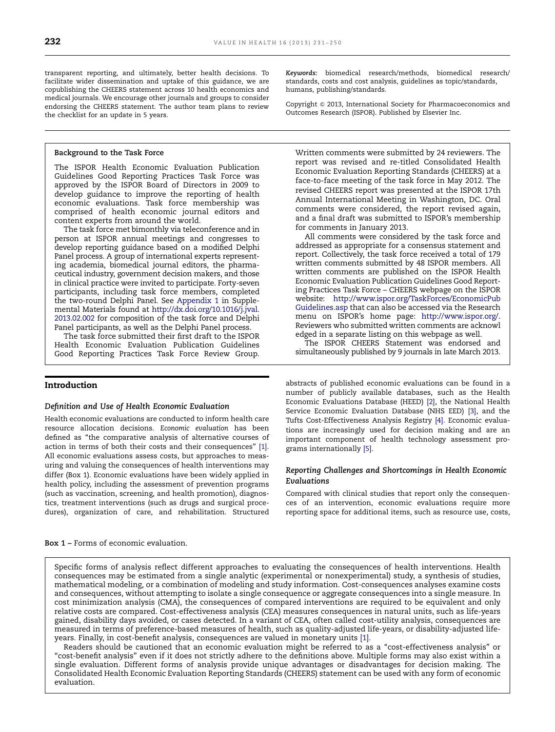transparent reporting, and ultimately, better health decisions. To facilitate wider dissemination and uptake of this guidance, we are copublishing the CHEERS statement across 10 health economics and medical journals. We encourage other journals and groups to consider endorsing the CHEERS statement. The author team plans to review the checklist for an update in 5 years.

*Keywords:* biomedical research/methods, biomedical research/standards, costs and cost analysis, guidelines as topic/standards, humans, publishing/standards.

Copyright © 2013, International Society for Pharmacoeconomics and Outcomes Research (ISPOR). Published by Elsevier Inc.

**Background to the Task Force**

The ISPOR Health Economic Evaluation Publication Guidelines Good Reporting Practices Task Force was approved by the ISPOR Board of Directors in 2009 to develop guidance to improve the reporting of health economic evaluations. Task force membership was comprised of health economic journal editors and content experts from around the world.

The task force met bimonthly via teleconference and in person at ISPOR annual meetings and congresses to develop reporting guidance based on a modified Delphi Panel process. A group of international experts representing academia, biomedical journal editors, the pharmaceutical industry, government decision makers, and those in clinical practice were invited to participate. Forty-seven participants, including task force members, completed the two-round Delphi Panel. See Appendix 1 in Supplemental Materials found at http://dx.doi.org/10.1016/j.jval.2013.02.002 for composition of the task force and Delphi Panel participants, as well as the Delphi Panel process.

The task force submitted their first draft to the ISPOR Health Economic Evaluation Publication Guidelines Good Reporting Practices Task Force Review Group. Written comments were submitted by 24 reviewers. The report was revised and re-titled Consolidated Health Economic Evaluation Reporting Standards (CHEERS) at a face-to-face meeting of the task force in May 2012. The revised CHEERS report was presented at the ISPOR 17th Annual International Meeting in Washington, DC. Oral comments were considered, the report revised again, and a final draft was submitted to ISPOR's membership for comments in January 2013.

All comments were considered by the task force and addressed as appropriate for a consensus statement and report. Collectively, the task force received a total of 179 written comments submitted by 48 ISPOR members. All written comments are published on the ISPOR Health Economic Evaluation Publication Guidelines Good Reporting Practices Task Force – CHEERS webpage on the ISPOR website: http://www.ispor.org/TaskForces/EconomicPubGuidelines.asp that can also be accessed via the Research menu on ISPOR's home page: http://www.ispor.org/. Reviewers who submitted written comments are acknowledged in a separate listing on this webpage as well.

The ISPOR CHEERS Statement was endorsed and simultaneously published by 9 journals in late March 2013.

## Introduction

### Definition and Use of Health Economic Evaluation

Health economic evaluations are conducted to inform health care resource allocation decisions. *Economic evaluation* has been defined as "the comparative analysis of alternative courses of action in terms of both their costs and their consequences" [1]. All economic evaluations assess costs, but approaches to measuring and valuing the consequences of health interventions may differ (Box 1). Economic evaluations have been widely applied in health policy, including the assessment of prevention programs (such as vaccination, screening, and health promotion), diagnostics, treatment interventions (such as drugs and surgical procedures), organization of care, and rehabilitation. Structured abstracts of published economic evaluations can be found in a number of publicly available databases, such as the Health Economic Evaluations Database (HEED) [2], the National Health Service Economic Evaluation Database (NHS EED) [3], and the Tufts Cost-Effectiveness Analysis Registry [4]. Economic evaluations are increasingly used for decision making and are an important component of health technology assessment programs internationally [5].

### Reporting Challenges and Shortcomings in Health Economic Evaluations

Compared with clinical studies that report only the consequences of an intervention, economic evaluations require more reporting space for additional items, such as resource use, costs,

**Box 1** – Forms of economic evaluation.

Specific forms of analysis reflect different approaches to evaluating the consequences of health interventions. Health consequences may be estimated from a single analytic (experimental or nonexperimental) study, a synthesis of studies, mathematical modeling, or a combination of modeling and study information. Cost-consequences analyses examine costs and consequences, without attempting to isolate a single consequence or aggregate consequences into a single measure. In cost minimization analysis (CMA), the consequences of compared interventions are required to be equivalent and only relative costs are compared. Cost-effectiveness analysis (CEA) measures consequences in natural units, such as life-years gained, disability days avoided, or cases detected. In a variant of CEA, often called cost-utility analysis, consequences are measured in terms of preference-based measures of health, such as quality-adjusted life-years, or disability-adjusted life-years. Finally, in cost-benefit analysis, consequences are valued in monetary units [1].

Readers should be cautioned that an economic evaluation might be referred to as a "cost-effectiveness analysis" or "cost-benefit analysis" even if it does not strictly adhere to the definitions above. Multiple forms may also exist within a single evaluation. Different forms of analysis provide unique advantages or disadvantages for decision making. The Consolidated Health Economic Evaluation Reporting Standards (CHEERS) statement can be used with any form of economic evaluation.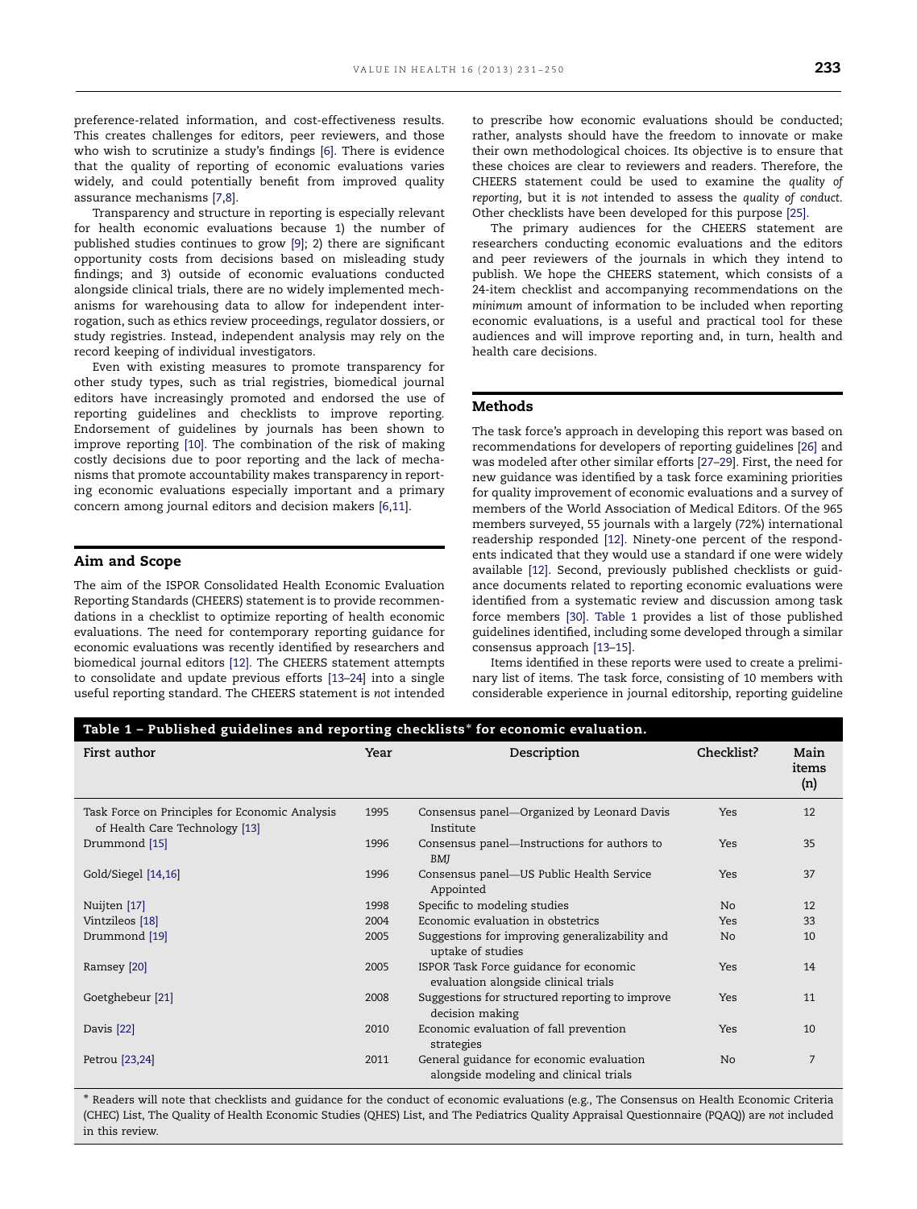preference-related information, and cost-effectiveness results. This creates challenges for editors, peer reviewers, and those who wish to scrutinize a study's findings [6]. There is evidence that the quality of reporting of economic evaluations varies widely, and could potentially benefit from improved quality assurance mechanisms [7,8].

Transparency and structure in reporting is especially relevant for health economic evaluations because 1) the number of published studies continues to grow [9]; 2) there are significant opportunity costs from decisions based on misleading study findings; and 3) outside of economic evaluations conducted alongside clinical trials, there are no widely implemented mechanisms for warehousing data to allow for independent interrogation, such as ethics review proceedings, regulator dossiers, or study registries. Instead, independent analysis may rely on the record keeping of individual investigators.

Even with existing measures to promote transparency for other study types, such as trial registries, biomedical journal editors have increasingly promoted and endorsed the use of reporting guidelines and checklists to improve reporting. Endorsement of guidelines by journals has been shown to improve reporting [10]. The combination of the risk of making costly decisions due to poor reporting and the lack of mechanisms that promote accountability makes transparency in reporting economic evaluations especially important and a primary concern among journal editors and decision makers [6,11].

## Aim and Scope

The aim of the ISPOR Consolidated Health Economic Evaluation Reporting Standards (CHEERS) statement is to provide recommendations in a checklist to optimize reporting of health economic evaluations. The need for contemporary reporting guidance for economic evaluations was recently identified by researchers and biomedical journal editors [12]. The CHEERS statement attempts to consolidate and update previous efforts [13–24] into a single useful reporting standard. The CHEERS statement is *not* intended to prescribe how economic evaluations should be conducted; rather, analysts should have the freedom to innovate or make their own methodological choices. Its objective is to ensure that these choices are clear to reviewers and readers. Therefore, the CHEERS statement could be used to examine the *quality of reporting*, but it is *not* intended to assess the *quality of conduct*. Other checklists have been developed for this purpose [25].

The primary audiences for the CHEERS statement are researchers conducting economic evaluations and the editors and peer reviewers of the journals in which they intend to publish. We hope the CHEERS statement, which consists of a 24-item checklist and accompanying recommendations on the *minimum* amount of information to be included when reporting economic evaluations, is a useful and practical tool for these audiences and will improve reporting and, in turn, health and health care decisions.

## Methods

The task force's approach in developing this report was based on recommendations for developers of reporting guidelines [26] and was modeled after other similar efforts [27–29]. First, the need for new guidance was identified by a task force examining priorities for quality improvement of economic evaluations and a survey of members of the World Association of Medical Editors. Of the 965 members surveyed, 55 journals with a largely (72%) international readership responded [12]. Ninety-one percent of the respondents indicated that they would use a standard if one were widely available [12]. Second, previously published checklists or guidance documents related to reporting economic evaluations were identified from a systematic review and discussion among task force members [30]. Table 1 provides a list of those published guidelines identified, including some developed through a similar consensus approach [13–15].

Items identified in these reports were used to create a preliminary list of items. The task force, consisting of 10 members with considerable experience in journal editorship, reporting guideline

**Table 1 – Published guidelines and reporting checklists* for economic evaluation.**

| First author | Year | Description | Checklist? | Main items (n) |
|---|---|---|---|---|
| Task Force on Principles for Economic Analysis of Health Care Technology [13] | 1995 | Consensus panel—Organized by Leonard Davis Institute | Yes | 12 |
| Drummond [15] | 1996 | Consensus panel—Instructions for authors to *BMJ* | Yes | 35 |
| Gold/Siegel [14,16] | 1996 | Consensus panel—US Public Health Service Appointed | Yes | 37 |
| Nuijten [17] | 1998 | Specific to modeling studies | No | 12 |
| Vintzileos [18] | 2004 | Economic evaluation in obstetrics | Yes | 33 |
| Drummond [19] | 2005 | Suggestions for improving generalizability and uptake of studies | No | 10 |
| Ramsey [20] | 2005 | ISPOR Task Force guidance for economic evaluation alongside clinical trials | Yes | 14 |
| Goetghebeur [21] | 2008 | Suggestions for structured reporting to improve decision making | Yes | 11 |
| Davis [22] | 2010 | Economic evaluation of fall prevention strategies | Yes | 10 |
| Petrou [23,24] | 2011 | General guidance for economic evaluation alongside modeling and clinical trials | No | 7 |

* Readers will note that checklists and guidance for the conduct of economic evaluations (e.g., The Consensus on Health Economic Criteria (CHEC) List, The Quality of Health Economic Studies (QHES) List, and The Pediatrics Quality Appraisal Questionnaire (PQAQ)) are *not* included in this review.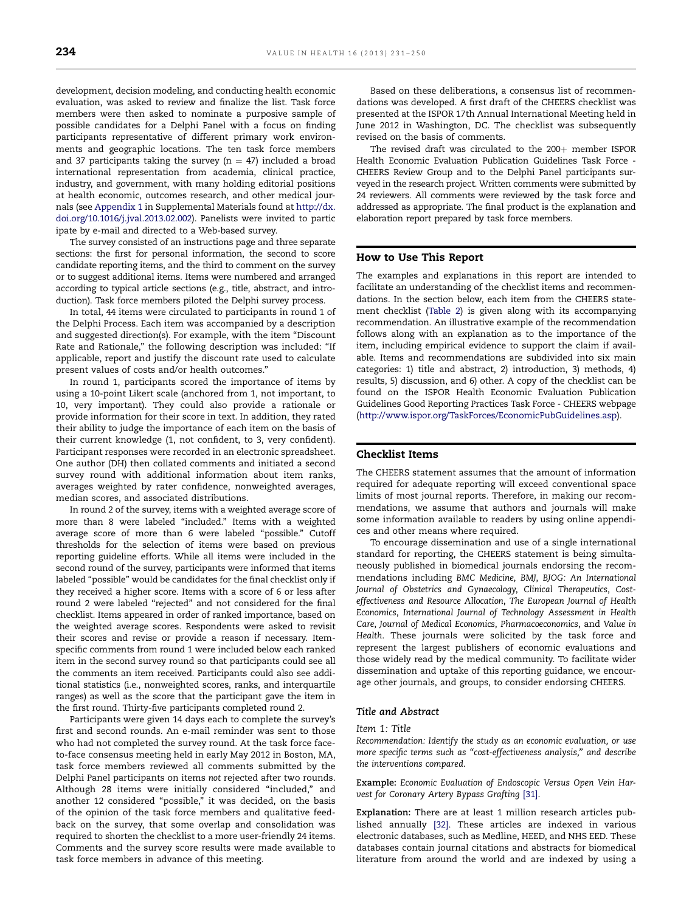development, decision modeling, and conducting health economic evaluation, was asked to review and finalize the list. Task force members were then asked to nominate a purposive sample of possible candidates for a Delphi Panel with a focus on finding participants representative of different primary work environments and geographic locations. The ten task force members and 37 participants taking the survey (n = 47) included a broad international representation from academia, clinical practice, industry, and government, with many holding editorial positions at health economic, outcomes research, and other medical journals (see Appendix 1 in Supplemental Materials found at http://dx.doi.org/10.1016/j.jval.2013.02.002). Panelists were invited to participate by e-mail and directed to a Web-based survey.

The survey consisted of an instructions page and three separate sections: the first for personal information, the second to score candidate reporting items, and the third to comment on the survey or to suggest additional items. Items were numbered and arranged according to typical article sections (e.g., title, abstract, and introduction). Task force members piloted the Delphi survey process.

In total, 44 items were circulated to participants in round 1 of the Delphi Process. Each item was accompanied by a description and suggested direction(s). For example, with the item "Discount Rate and Rationale," the following description was included: "If applicable, report and justify the discount rate used to calculate present values of costs and/or health outcomes."

In round 1, participants scored the importance of items by using a 10-point Likert scale (anchored from 1, not important, to 10, very important). They could also provide a rationale or provide information for their score in text. In addition, they rated their ability to judge the importance of each item on the basis of their current knowledge (1, not confident, to 3, very confident). Participant responses were recorded in an electronic spreadsheet. One author (DH) then collated comments and initiated a second survey round with additional information about item ranks, averages weighted by rater confidence, nonweighted averages, median scores, and associated distributions.

In round 2 of the survey, items with a weighted average score of more than 8 were labeled "included." Items with a weighted average score of more than 6 were labeled "possible." Cutoff thresholds for the selection of items were based on previous reporting guideline efforts. While all items were included in the second round of the survey, participants were informed that items labeled "possible" would be candidates for the final checklist only if they received a higher score. Items with a score of 6 or less after round 2 were labeled "rejected" and not considered for the final checklist. Items appeared in order of ranked importance, based on the weighted average scores. Respondents were asked to revisit their scores and revise or provide a reason if necessary. Item-specific comments from round 1 were included below each ranked item in the second survey round so that participants could see all the comments an item received. Participants could also see additional statistics (i.e., nonweighted scores, ranks, and interquartile ranges) as well as the score that the participant gave the item in the first round. Thirty-five participants completed round 2.

Participants were given 14 days each to complete the survey's first and second rounds. An e-mail reminder was sent to those who had not completed the survey round. At the task force face-to-face consensus meeting held in early May 2012 in Boston, MA, task force members reviewed all comments submitted by the Delphi Panel participants on items *not* rejected after two rounds. Although 28 items were initially considered "included," and another 12 considered "possible," it was decided, on the basis of the opinion of the task force members and qualitative feedback on the survey, that some overlap and consolidation was required to shorten the checklist to a more user-friendly 24 items. Comments and the survey score results were made available to task force members in advance of this meeting.

Based on these deliberations, a consensus list of recommendations was developed. A first draft of the CHEERS checklist was presented at the ISPOR 17th Annual International Meeting held in June 2012 in Washington, DC. The checklist was subsequently revised on the basis of comments.

The revised draft was circulated to the 200+ member ISPOR Health Economic Evaluation Publication Guidelines Task Force - CHEERS Review Group and to the Delphi Panel participants surveyed in the research project. Written comments were submitted by 24 reviewers. All comments were reviewed by the task force and addressed as appropriate. The final product is the explanation and elaboration report prepared by task force members.

## How to Use This Report

The examples and explanations in this report are intended to facilitate an understanding of the checklist items and recommendations. In the section below, each item from the CHEERS statement checklist (Table 2) is given along with its accompanying recommendation. An illustrative example of the recommendation follows along with an explanation as to the importance of the item, including empirical evidence to support the claim if available. Items and recommendations are subdivided into six main categories: 1) title and abstract, 2) introduction, 3) methods, 4) results, 5) discussion, and 6) other. A copy of the checklist can be found on the ISPOR Health Economic Evaluation Publication Guidelines Good Reporting Practices Task Force - CHEERS webpage (http://www.ispor.org/TaskForces/EconomicPubGuidelines.asp).

## Checklist Items

The CHEERS statement assumes that the amount of information required for adequate reporting will exceed conventional space limits of most journal reports. Therefore, in making our recommendations, we assume that authors and journals will make some information available to readers by using online appendices and other means where required.

To encourage dissemination and use of a single international standard for reporting, the CHEERS statement is being simultaneously published in biomedical journals endorsing the recommendations including *BMC Medicine*, *BMJ*, *BJOG: An International Journal of Obstetrics and Gynaecology*, *Clinical Therapeutics*, *Cost-effectiveness and Resource Allocation*, *The European Journal of Health Economics*, *International Journal of Technology Assessment in Health Care*, *Journal of Medical Economics*, *Pharmacoeconomics*, and *Value in Health*. These journals were solicited by the task force and represent the largest publishers of economic evaluations and those widely read by the medical community. To facilitate wider dissemination and uptake of this reporting guidance, we encourage other journals, and groups, to consider endorsing CHEERS.

### Title and Abstract

#### Item 1: Title

*Recommendation: Identify the study as an economic evaluation, or use more specific terms such as "cost-effectiveness analysis," and describe the interventions compared.*

**Example:** *Economic Evaluation of Endoscopic Versus Open Vein Harvest for Coronary Artery Bypass Grafting* [31].

**Explanation:** There are at least 1 million research articles published annually [32]. These articles are indexed in various electronic databases, such as Medline, HEED, and NHS EED. These databases contain journal citations and abstracts for biomedical literature from around the world and are indexed by using a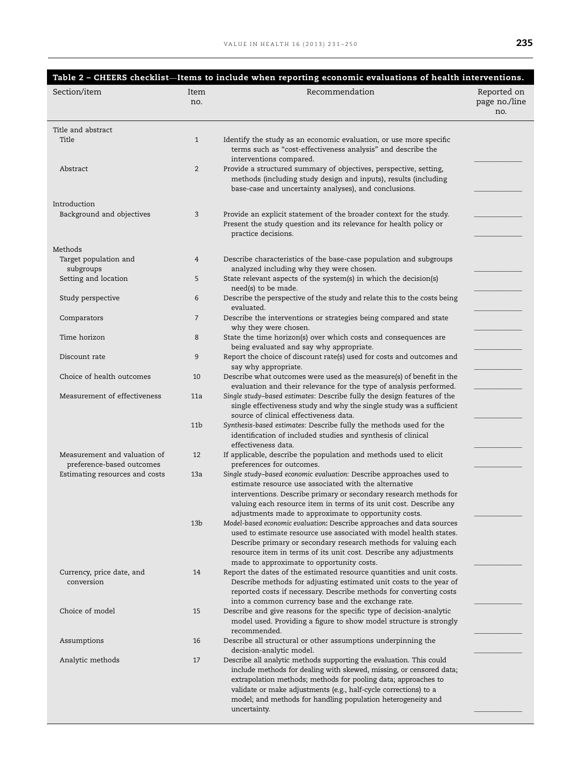**Table 2 – CHEERS checklist—Items to include when reporting economic evaluations of health interventions.**

| Section/item | Item no. | Recommendation | Reported on page no./line no. |
|---|---|---|---|
| Title and abstract | | | |
| Title | 1 | Identify the study as an economic evaluation, or use more specific terms such as "cost-effectiveness analysis" and describe the interventions compared. | ________ |
| Abstract | 2 | Provide a structured summary of objectives, perspective, setting, methods (including study design and inputs), results (including base-case and uncertainty analyses), and conclusions. | ________ |
| Introduction | | | |
| Background and objectives | 3 | Provide an explicit statement of the broader context for the study. | ________ |
| | | Present the study question and its relevance for health policy or practice decisions. | ________ |
| Methods | | | |
| Target population and subgroups | 4 | Describe characteristics of the base-case population and subgroups analyzed including why they were chosen. | ________ |
| Setting and location | 5 | State relevant aspects of the system(s) in which the decision(s) need(s) to be made. | ________ |
| Study perspective | 6 | Describe the perspective of the study and relate this to the costs being evaluated. | ________ |
| Comparators | 7 | Describe the interventions or strategies being compared and state why they were chosen. | ________ |
| Time horizon | 8 | State the time horizon(s) over which costs and consequences are being evaluated and say why appropriate. | ________ |
| Discount rate | 9 | Report the choice of discount rate(s) used for costs and outcomes and say why appropriate. | ________ |
| Choice of health outcomes | 10 | Describe what outcomes were used as the measure(s) of benefit in the evaluation and their relevance for the type of analysis performed. | ________ |
| Measurement of effectiveness | 11a | *Single study–based estimates*: Describe fully the design features of the single effectiveness study and why the single study was a sufficient source of clinical effectiveness data. | ________ |
| | 11b | *Synthesis-based estimates*: Describe fully the methods used for the identification of included studies and synthesis of clinical effectiveness data. | ________ |
| Measurement and valuation of preference-based outcomes | 12 | If applicable, describe the population and methods used to elicit preferences for outcomes. | ________ |
| Estimating resources and costs | 13a | *Single study–based economic evaluation*: Describe approaches used to estimate resource use associated with the alternative interventions. Describe primary or secondary research methods for valuing each resource item in terms of its unit cost. Describe any adjustments made to approximate to opportunity costs. | ________ |
| | 13b | *Model-based economic evaluation*: Describe approaches and data sources used to estimate resource use associated with model health states. Describe primary or secondary research methods for valuing each resource item in terms of its unit cost. Describe any adjustments made to approximate to opportunity costs. | ________ |
| Currency, price date, and conversion | 14 | Report the dates of the estimated resource quantities and unit costs. Describe methods for adjusting estimated unit costs to the year of reported costs if necessary. Describe methods for converting costs into a common currency base and the exchange rate. | ________ |
| Choice of model | 15 | Describe and give reasons for the specific type of decision-analytic model used. Providing a figure to show model structure is strongly recommended. | ________ |
| Assumptions | 16 | Describe all structural or other assumptions underpinning the decision-analytic model. | ________ |
| Analytic methods | 17 | Describe all analytic methods supporting the evaluation. This could include methods for dealing with skewed, missing, or censored data; extrapolation methods; methods for pooling data; approaches to validate or make adjustments (e.g., half-cycle corrections) to a model; and methods for handling population heterogeneity and uncertainty. | ________ |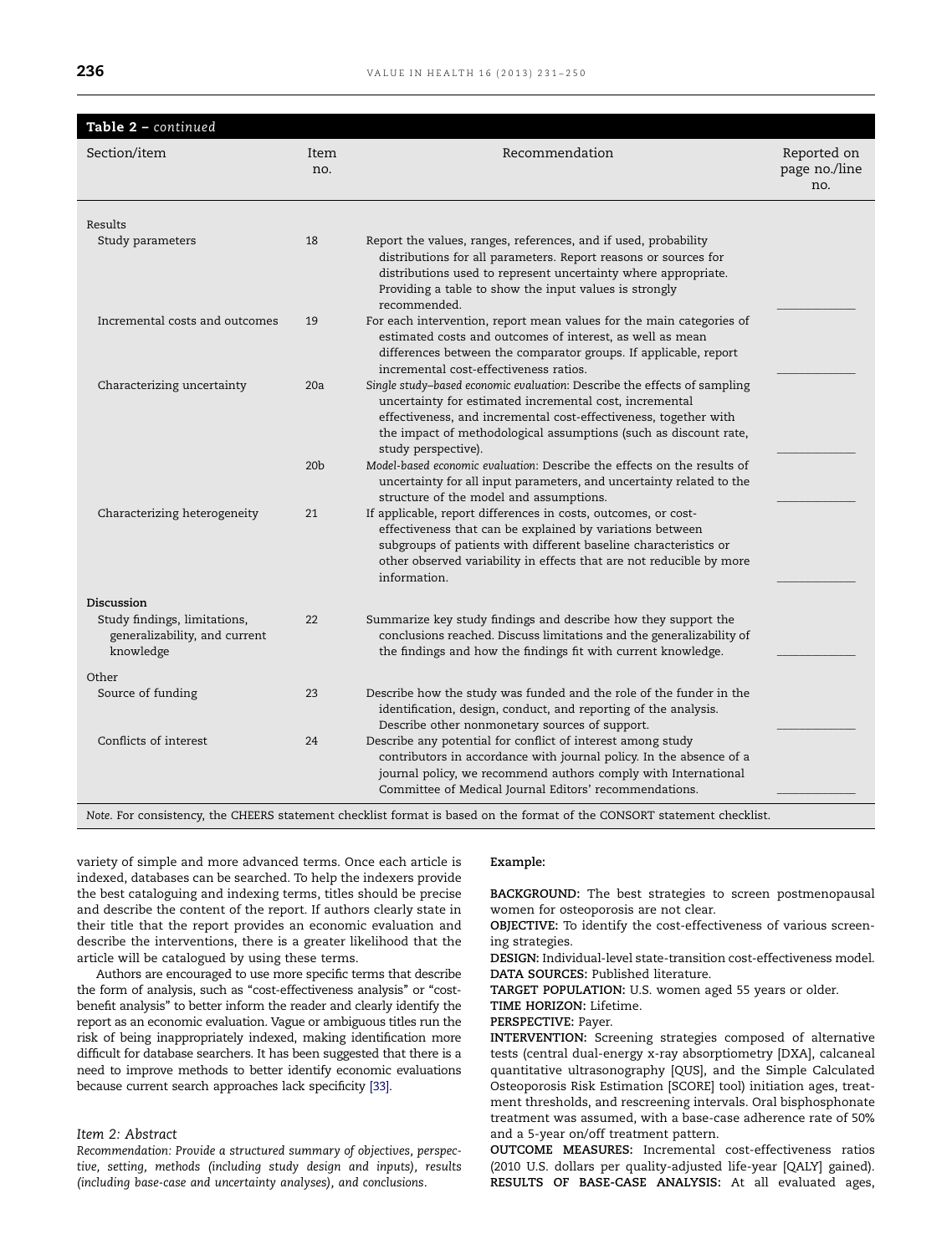**Table 2 – continued**

| Section/item | Item no. | Recommendation | Reported on page no./line no. |
|---|---|---|---|
| Results | | | |
| Study parameters | 18 | Report the values, ranges, references, and if used, probability distributions for all parameters. Report reasons or sources for distributions used to represent uncertainty where appropriate. Providing a table to show the input values is strongly recommended. | \_\_\_\_\_\_\_\_\_\_ |
| Incremental costs and outcomes | 19 | For each intervention, report mean values for the main categories of estimated costs and outcomes of interest, as well as mean differences between the comparator groups. If applicable, report incremental cost-effectiveness ratios. | \_\_\_\_\_\_\_\_\_\_ |
| Characterizing uncertainty | 20a | *Single study–based economic evaluation*: Describe the effects of sampling uncertainty for estimated incremental cost, incremental effectiveness, and incremental cost-effectiveness, together with the impact of methodological assumptions (such as discount rate, study perspective). | \_\_\_\_\_\_\_\_\_\_ |
| | 20b | *Model-based economic evaluation*: Describe the effects on the results of uncertainty for all input parameters, and uncertainty related to the structure of the model and assumptions. | \_\_\_\_\_\_\_\_\_\_ |
| Characterizing heterogeneity | 21 | If applicable, report differences in costs, outcomes, or cost-effectiveness that can be explained by variations between subgroups of patients with different baseline characteristics or other observed variability in effects that are not reducible by more information. | \_\_\_\_\_\_\_\_\_\_ |
| Discussion | | | |
| Study findings, limitations, generalizability, and current knowledge | 22 | Summarize key study findings and describe how they support the conclusions reached. Discuss limitations and the generalizability of the findings and how the findings fit with current knowledge. | \_\_\_\_\_\_\_\_\_\_ |
| Other | | | |
| Source of funding | 23 | Describe how the study was funded and the role of the funder in the identification, design, conduct, and reporting of the analysis. Describe other nonmonetary sources of support. | \_\_\_\_\_\_\_\_\_\_ |
| Conflicts of interest | 24 | Describe any potential for conflict of interest among study contributors in accordance with journal policy. In the absence of a journal policy, we recommend authors comply with International Committee of Medical Journal Editors' recommendations. | \_\_\_\_\_\_\_\_\_\_ |

*Note.* For consistency, the CHEERS statement checklist format is based on the format of the CONSORT statement checklist.

variety of simple and more advanced terms. Once each article is indexed, databases can be searched. To help the indexers provide the best cataloguing and indexing terms, titles should be precise and describe the content of the report. If authors clearly state in their title that the report provides an economic evaluation and describe the interventions, there is a greater likelihood that the article will be catalogued by using these terms.

Authors are encouraged to use more specific terms that describe the form of analysis, such as "cost-effectiveness analysis" or "cost-benefit analysis" to better inform the reader and clearly identify the report as an economic evaluation. Vague or ambiguous titles run the risk of being inappropriately indexed, making identification more difficult for database searchers. It has been suggested that there is a need to improve methods to better identify economic evaluations because current search approaches lack specificity [33].

*Item 2: Abstract*

*Recommendation: Provide a structured summary of objectives, perspective, setting, methods (including study design and inputs), results (including base-case and uncertainty analyses), and conclusions.*

**Example:**

**BACKGROUND:** The best strategies to screen postmenopausal women for osteoporosis are not clear.

**OBJECTIVE:** To identify the cost-effectiveness of various screening strategies.

**DESIGN:** Individual-level state-transition cost-effectiveness model.

**DATA SOURCES:** Published literature.

**TARGET POPULATION:** U.S. women aged 55 years or older.

**TIME HORIZON:** Lifetime.

**PERSPECTIVE:** Payer.

**INTERVENTION:** Screening strategies composed of alternative tests (central dual-energy x-ray absorptiometry [DXA], calcaneal quantitative ultrasonography [QUS], and the Simple Calculated Osteoporosis Risk Estimation [SCORE] tool) initiation ages, treatment thresholds, and rescreening intervals. Oral bisphosphonate treatment was assumed, with a base-case adherence rate of 50% and a 5-year on/off treatment pattern.

**OUTCOME MEASURES:** Incremental cost-effectiveness ratios (2010 U.S. dollars per quality-adjusted life-year [QALY] gained).

**RESULTS OF BASE-CASE ANALYSIS:** At all evaluated ages,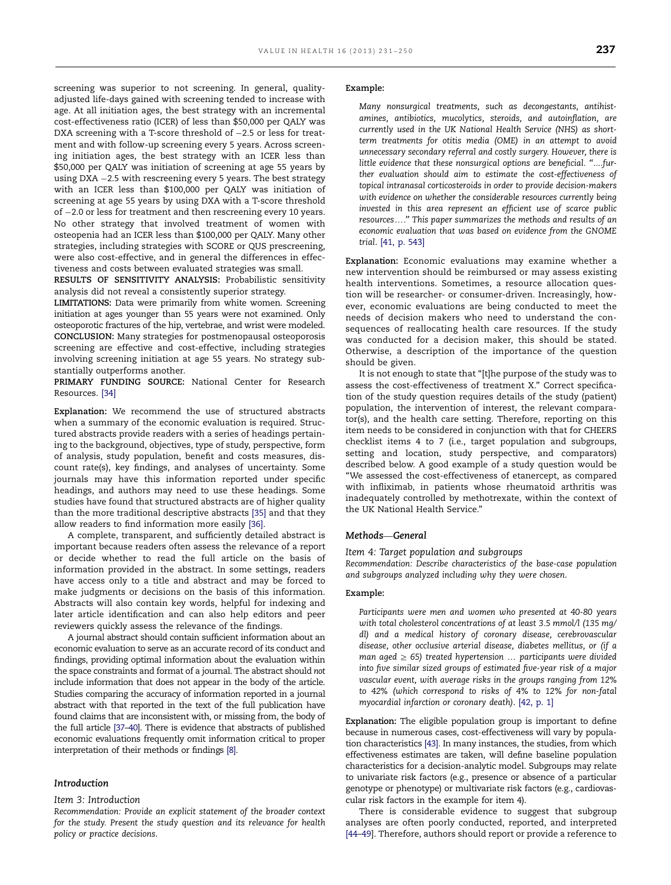screening was superior to not screening. In general, quality-adjusted life-days gained with screening tended to increase with age. At all initiation ages, the best strategy with an incremental cost-effectiveness ratio (ICER) of less than \$50,000 per QALY was DXA screening with a T-score threshold of −2.5 or less for treatment and with follow-up screening every 5 years. Across screening initiation ages, the best strategy with an ICER less than \$50,000 per QALY was initiation of screening at age 55 years by using DXA −2.5 with rescreening every 5 years. The best strategy with an ICER less than \$100,000 per QALY was initiation of screening at age 55 years by using DXA with a T-score threshold of −2.0 or less for treatment and then rescreening every 10 years. No other strategy that involved treatment of women with osteopenia had an ICER less than \$100,000 per QALY. Many other strategies, including strategies with SCORE or QUS prescreening, were also cost-effective, and in general the differences in effectiveness and costs between evaluated strategies was small.

**RESULTS OF SENSITIVITY ANALYSIS:** Probabilistic sensitivity analysis did not reveal a consistently superior strategy.

**LIMITATIONS:** Data were primarily from white women. Screening initiation at ages younger than 55 years were not examined. Only osteoporotic fractures of the hip, vertebrae, and wrist were modeled.

**CONCLUSION:** Many strategies for postmenopausal osteoporosis screening are effective and cost-effective, including strategies involving screening initiation at age 55 years. No strategy substantially outperforms another.

**PRIMARY FUNDING SOURCE:** National Center for Research Resources. [34]

**Explanation:** We recommend the use of structured abstracts when a summary of the economic evaluation is required. Structured abstracts provide readers with a series of headings pertaining to the background, objectives, type of study, perspective, form of analysis, study population, benefit and costs measures, discount rate(s), key findings, and analyses of uncertainty. Some journals may have this information reported under specific headings, and authors may need to use these headings. Some studies have found that structured abstracts are of higher quality than the more traditional descriptive abstracts [35] and that they allow readers to find information more easily [36].

A complete, transparent, and sufficiently detailed abstract is important because readers often assess the relevance of a report or decide whether to read the full article on the basis of information provided in the abstract. In some settings, readers have access only to a title and abstract and may be forced to make judgments or decisions on the basis of this information. Abstracts will also contain key words, helpful for indexing and later article identification and can also help editors and peer reviewers quickly assess the relevance of the findings.

A journal abstract should contain sufficient information about an economic evaluation to serve as an accurate record of its conduct and findings, providing optimal information about the evaluation within the space constraints and format of a journal. The abstract should *not* include information that does not appear in the body of the article. Studies comparing the accuracy of information reported in a journal abstract with that reported in the text of the full publication have found claims that are inconsistent with, or missing from, the body of the full article [37–40]. There is evidence that abstracts of published economic evaluations frequently omit information critical to proper interpretation of their methods or findings [8].

### *Introduction*

*Item 3: Introduction*

*Recommendation: Provide an explicit statement of the broader context for the study. Present the study question and its relevance for health policy or practice decisions.*

**Example:**

> *Many nonsurgical treatments, such as decongestants, antihistamines, antibiotics, mucolytics, steroids, and autoinflation, are currently used in the UK National Health Service (NHS) as short-term treatments for otitis media (OME) in an attempt to avoid unnecessary secondary referral and costly surgery. However, there is little evidence that these nonsurgical options are beneficial. "....further evaluation should aim to estimate the cost-effectiveness of topical intranasal corticosteroids in order to provide decision-makers with evidence on whether the considerable resources currently being invested in this area represent an efficient use of scarce public resources...." This paper summarizes the methods and results of an economic evaluation that was based on evidence from the GNOME trial.* [41, p. 543]

**Explanation:** Economic evaluations may examine whether a new intervention should be reimbursed or may assess existing health interventions. Sometimes, a resource allocation question will be researcher- or consumer-driven. Increasingly, however, economic evaluations are being conducted to meet the needs of decision makers who need to understand the consequences of reallocating health care resources. If the study was conducted for a decision maker, this should be stated. Otherwise, a description of the importance of the question should be given.

It is not enough to state that "[t]he purpose of the study was to assess the cost-effectiveness of treatment X." Correct specification of the study question requires details of the study (patient) population, the intervention of interest, the relevant comparator(s), and the health care setting. Therefore, reporting on this item needs to be considered in conjunction with that for CHEERS checklist items 4 to 7 (i.e., target population and subgroups, setting and location, study perspective, and comparators) described below. A good example of a study question would be "We assessed the cost-effectiveness of etanercept, as compared with infliximab, in patients whose rheumatoid arthritis was inadequately controlled by methotrexate, within the context of the UK National Health Service."

### *Methods—General*

*Item 4: Target population and subgroups*

*Recommendation: Describe characteristics of the base-case population and subgroups analyzed including why they were chosen.*

**Example:**

> *Participants were men and women who presented at 40-80 years with total cholesterol concentrations of at least 3.5 mmol/l (135 mg/dl) and a medical history of coronary disease, cerebrovascular disease, other occlusive arterial disease, diabetes mellitus, or (if a man aged ≥ 65) treated hypertension ... participants were divided into five similar sized groups of estimated five-year risk of a major vascular event, with average risks in the groups ranging from 12% to 42% (which correspond to risks of 4% to 12% for non-fatal myocardial infarction or coronary death).* [42, p. 1]

**Explanation:** The eligible population group is important to define because in numerous cases, cost-effectiveness will vary by population characteristics [43]. In many instances, the studies, from which effectiveness estimates are taken, will define baseline population characteristics for a decision-analytic model. Subgroups may relate to univariate risk factors (e.g., presence or absence of a particular genotype or phenotype) or multivariate risk factors (e.g., cardiovascular risk factors in the example for item 4).

There is considerable evidence to suggest that subgroup analyses are often poorly conducted, reported, and interpreted [44–49]. Therefore, authors should report or provide a reference to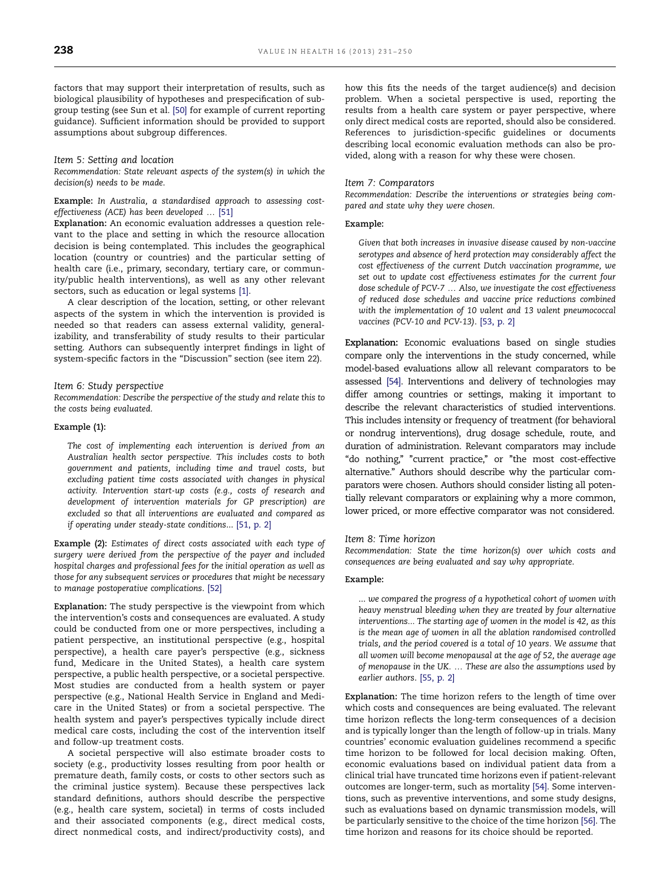factors that may support their interpretation of results, such as biological plausibility of hypotheses and prespecification of subgroup testing (see Sun et al. [50] for example of current reporting guidance). Sufficient information should be provided to support assumptions about subgroup differences.

### *Item 5: Setting and location*

*Recommendation: State relevant aspects of the system(s) in which the decision(s) needs to be made.*

**Example:** *In Australia, a standardised approach to assessing cost-effectiveness (ACE) has been developed …* [51]

**Explanation:** An economic evaluation addresses a question relevant to the place and setting in which the resource allocation decision is being contemplated. This includes the geographical location (country or countries) and the particular setting of health care (i.e., primary, secondary, tertiary care, or community/public health interventions), as well as any other relevant sectors, such as education or legal systems [1].

A clear description of the location, setting, or other relevant aspects of the system in which the intervention is provided is needed so that readers can assess external validity, generalizability, and transferability of study results to their particular setting. Authors can subsequently interpret findings in light of system-specific factors in the "Discussion" section (see item 22).

### *Item 6: Study perspective*

*Recommendation: Describe the perspective of the study and relate this to the costs being evaluated.*

**Example (1):**

> *The cost of implementing each intervention is derived from an Australian health sector perspective. This includes costs to both government and patients, including time and travel costs, but excluding patient time costs associated with changes in physical activity. Intervention start-up costs (e.g., costs of research and development of intervention materials for GP prescription) are excluded so that all interventions are evaluated and compared as if operating under steady-state conditions…* [51, p. 2]

**Example (2):** *Estimates of direct costs associated with each type of surgery were derived from the perspective of the payer and included hospital charges and professional fees for the initial operation as well as those for any subsequent services or procedures that might be necessary to manage postoperative complications.* [52]

**Explanation:** The study perspective is the viewpoint from which the intervention's costs and consequences are evaluated. A study could be conducted from one or more perspectives, including a patient perspective, an institutional perspective (e.g., hospital perspective), a health care payer's perspective (e.g., sickness fund, Medicare in the United States), a health care system perspective, a public health perspective, or a societal perspective. Most studies are conducted from a health system or payer perspective (e.g., National Health Service in England and Medicare in the United States) or from a societal perspective. The health system and payer's perspectives typically include direct medical care costs, including the cost of the intervention itself and follow-up treatment costs.

A societal perspective will also estimate broader costs to society (e.g., productivity losses resulting from poor health or premature death, family costs, or costs to other sectors such as the criminal justice system). Because these perspectives lack standard definitions, authors should describe the perspective (e.g., health care system, societal) in terms of costs included and their associated components (e.g., direct medical costs, direct nonmedical costs, and indirect/productivity costs), and how this fits the needs of the target audience(s) and decision problem. When a societal perspective is used, reporting the results from a health care system or payer perspective, where only direct medical costs are reported, should also be considered. References to jurisdiction-specific guidelines or documents describing local economic evaluation methods can also be provided, along with a reason for why these were chosen.

### *Item 7: Comparators*

*Recommendation: Describe the interventions or strategies being compared and state why they were chosen.*

**Example:**

> *Given that both increases in invasive disease caused by non-vaccine serotypes and absence of herd protection may considerably affect the cost effectiveness of the current Dutch vaccination programme, we set out to update cost effectiveness estimates for the current four dose schedule of PCV-7 … Also, we investigate the cost effectiveness of reduced dose schedules and vaccine price reductions combined with the implementation of 10 valent and 13 valent pneumococcal vaccines (PCV-10 and PCV-13).* [53, p. 2]

**Explanation:** Economic evaluations based on single studies compare only the interventions in the study concerned, while model-based evaluations allow all relevant comparators to be assessed [54]. Interventions and delivery of technologies may differ among countries or settings, making it important to describe the relevant characteristics of studied interventions. This includes intensity or frequency of treatment (for behavioral or nondrug interventions), drug dosage schedule, route, and duration of administration. Relevant comparators may include "do nothing," "current practice," or "the most cost-effective alternative." Authors should describe why the particular comparators were chosen. Authors should consider listing all potentially relevant comparators or explaining why a more common, lower priced, or more effective comparator was not considered.

### *Item 8: Time horizon*

*Recommendation: State the time horizon(s) over which costs and consequences are being evaluated and say why appropriate.*

**Example:**

> *… we compared the progress of a hypothetical cohort of women with heavy menstrual bleeding when they are treated by four alternative interventions… The starting age of women in the model is 42, as this is the mean age of women in all the ablation randomised controlled trials, and the period covered is a total of 10 years. We assume that all women will become menopausal at the age of 52, the average age of menopause in the UK. … These are also the assumptions used by earlier authors.* [55, p. 2]

**Explanation:** The time horizon refers to the length of time over which costs and consequences are being evaluated. The relevant time horizon reflects the long-term consequences of a decision and is typically longer than the length of follow-up in trials. Many countries' economic evaluation guidelines recommend a specific time horizon to be followed for local decision making. Often, economic evaluations based on individual patient data from a clinical trial have truncated time horizons even if patient-relevant outcomes are longer-term, such as mortality [54]. Some interventions, such as preventive interventions, and some study designs, such as evaluations based on dynamic transmission models, will be particularly sensitive to the choice of the time horizon [56]. The time horizon and reasons for its choice should be reported.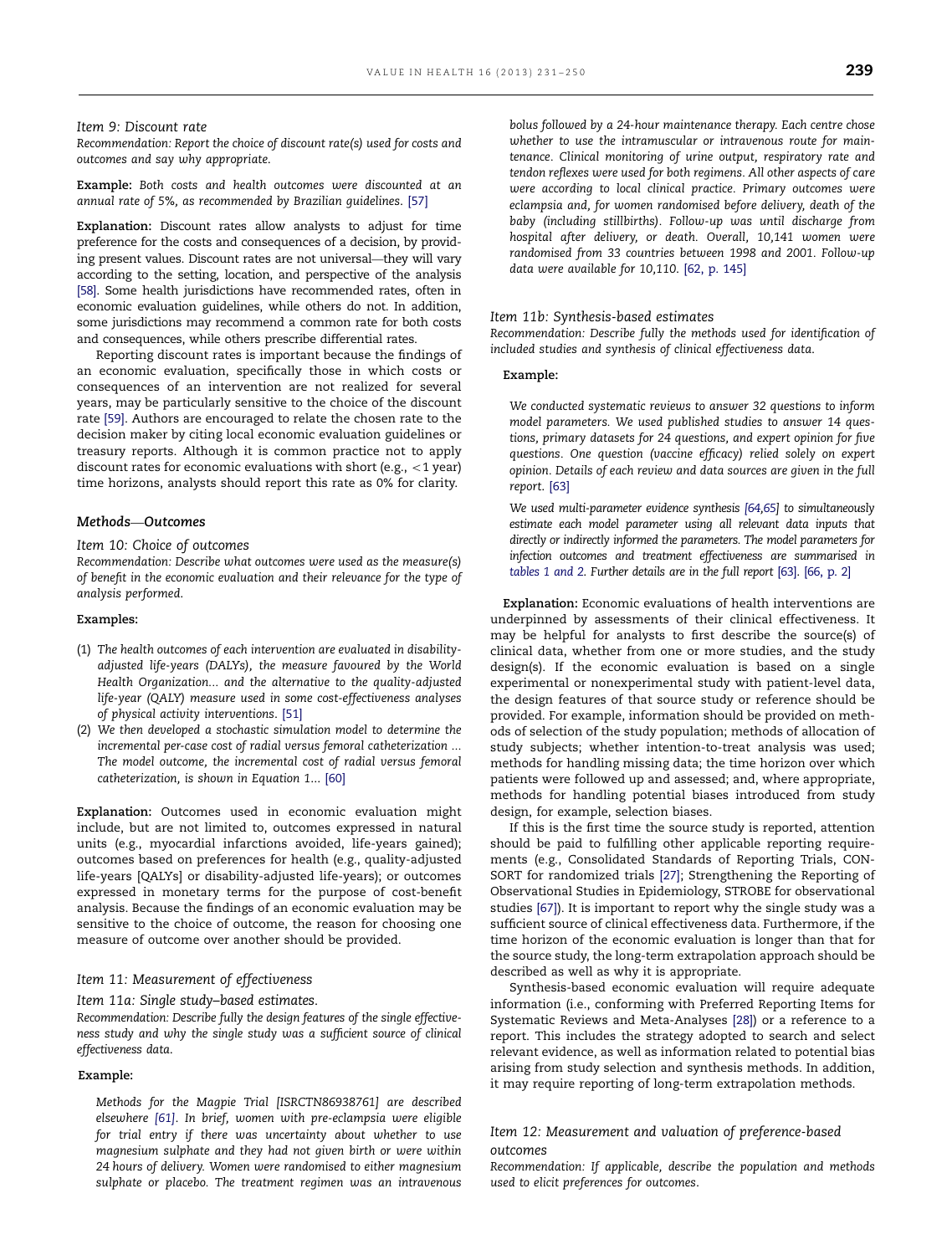*Item 9: Discount rate*

*Recommendation: Report the choice of discount rate(s) used for costs and outcomes and say why appropriate.*

**Example:** *Both costs and health outcomes were discounted at an annual rate of 5%, as recommended by Brazilian guidelines.* [57]

**Explanation:** Discount rates allow analysts to adjust for time preference for the costs and consequences of a decision, by providing present values. Discount rates are not universal—they will vary according to the setting, location, and perspective of the analysis [58]. Some health jurisdictions have recommended rates, often in economic evaluation guidelines, while others do not. In addition, some jurisdictions may recommend a common rate for both costs and consequences, while others prescribe differential rates.

Reporting discount rates is important because the findings of an economic evaluation, specifically those in which costs or consequences of an intervention are not realized for several years, may be particularly sensitive to the choice of the discount rate [59]. Authors are encouraged to relate the chosen rate to the decision maker by citing local economic evaluation guidelines or treasury reports. Although it is common practice not to apply discount rates for economic evaluations with short (e.g., <1 year) time horizons, analysts should report this rate as 0% for clarity.

### *Methods—Outcomes*

*Item 10: Choice of outcomes*

*Recommendation: Describe what outcomes were used as the measure(s) of benefit in the economic evaluation and their relevance for the type of analysis performed.*

**Examples:**

(1) *The health outcomes of each intervention are evaluated in disability-adjusted life-years (DALYs), the measure favoured by the World Health Organization... and the alternative to the quality-adjusted life-year (QALY) measure used in some cost-effectiveness analyses of physical activity interventions.* [51]

(2) *We then developed a stochastic simulation model to determine the incremental per-case cost of radial versus femoral catheterization ... The model outcome, the incremental cost of radial versus femoral catheterization, is shown in Equation 1...* [60]

**Explanation:** Outcomes used in economic evaluation might include, but are not limited to, outcomes expressed in natural units (e.g., myocardial infarctions avoided, life-years gained); outcomes based on preferences for health (e.g., quality-adjusted life-years [QALYs] or disability-adjusted life-years); or outcomes expressed in monetary terms for the purpose of cost-benefit analysis. Because the findings of an economic evaluation may be sensitive to the choice of outcome, the reason for choosing one measure of outcome over another should be provided.

*Item 11: Measurement of effectiveness*

*Item 11a: Single study–based estimates.*

*Recommendation: Describe fully the design features of the single effectiveness study and why the single study was a sufficient source of clinical effectiveness data.*

**Example:**

> *Methods for the Magpie Trial [ISRCTN86938761] are described elsewhere [61]. In brief, women with pre-eclampsia were eligible for trial entry if there was uncertainty about whether to use magnesium sulphate and they had not given birth or were within 24 hours of delivery. Women were randomised to either magnesium sulphate or placebo. The treatment regimen was an intravenous bolus followed by a 24-hour maintenance therapy. Each centre chose whether to use the intramuscular or intravenous route for maintenance. Clinical monitoring of urine output, respiratory rate and tendon reflexes were used for both regimens. All other aspects of care were according to local clinical practice. Primary outcomes were eclampsia and, for women randomised before delivery, death of the baby (including stillbirths). Follow-up was until discharge from hospital after delivery, or death. Overall, 10,141 women were randomised from 33 countries between 1998 and 2001. Follow-up data were available for 10,110.* [62, p. 145]

*Item 11b: Synthesis-based estimates*

*Recommendation: Describe fully the methods used for identification of included studies and synthesis of clinical effectiveness data.*

**Example:**

> *We conducted systematic reviews to answer 32 questions to inform model parameters. We used published studies to answer 14 questions, primary datasets for 24 questions, and expert opinion for five questions. One question (vaccine efficacy) relied solely on expert opinion. Details of each review and data sources are given in the full report.* [63]
>
> *We used multi-parameter evidence synthesis [64,65] to simultaneously estimate each model parameter using all relevant data inputs that directly or indirectly informed the parameters. The model parameters for infection outcomes and treatment effectiveness are summarised in tables 1 and 2. Further details are in the full report [63].* [66, p. 2]

**Explanation:** Economic evaluations of health interventions are underpinned by assessments of their clinical effectiveness. It may be helpful for analysts to first describe the source(s) of clinical data, whether from one or more studies, and the study design(s). If the economic evaluation is based on a single experimental or nonexperimental study with patient-level data, the design features of that source study or reference should be provided. For example, information should be provided on methods of selection of the study population; methods of allocation of study subjects; whether intention-to-treat analysis was used; methods for handling missing data; the time horizon over which patients were followed up and assessed; and, where appropriate, methods for handling potential biases introduced from study design, for example, selection biases.

If this is the first time the source study is reported, attention should be paid to fulfilling other applicable reporting requirements (e.g., Consolidated Standards of Reporting Trials, CONSORT for randomized trials [27]; Strengthening the Reporting of Observational Studies in Epidemiology, STROBE for observational studies [67]). It is important to report why the single study was a sufficient source of clinical effectiveness data. Furthermore, if the time horizon of the economic evaluation is longer than that for the source study, the long-term extrapolation approach should be described as well as why it is appropriate.

Synthesis-based economic evaluation will require adequate information (i.e., conforming with Preferred Reporting Items for Systematic Reviews and Meta-Analyses [28]) or a reference to a report. This includes the strategy adopted to search and select relevant evidence, as well as information related to potential bias arising from study selection and synthesis methods. In addition, it may require reporting of long-term extrapolation methods.

*Item 12: Measurement and valuation of preference-based outcomes*

*Recommendation: If applicable, describe the population and methods used to elicit preferences for outcomes.*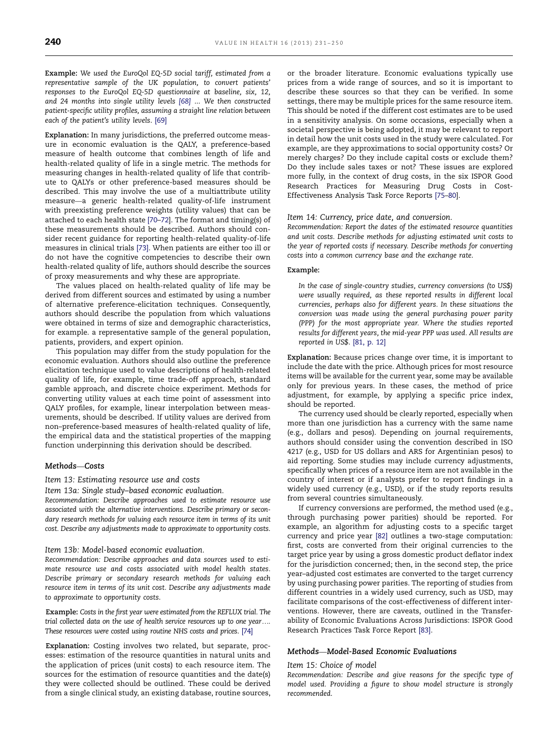**Example:** *We used the EuroQol EQ-5D social tariff, estimated from a representative sample of the UK population, to convert patients' responses to the EuroQol EQ-5D questionnaire at baseline, six, 12, and 24 months into single utility levels [68] ... We then constructed patient-specific utility profiles, assuming a straight line relation between each of the patient's utility levels.* [69]

**Explanation:** In many jurisdictions, the preferred outcome measure in economic evaluation is the QALY, a preference-based measure of health outcome that combines length of life and health-related quality of life in a single metric. The methods for measuring changes in health-related quality of life that contribute to QALYs or other preference-based measures should be described. This may involve the use of a multiattribute utility measure—a generic health-related quality-of-life instrument with preexisting preference weights (utility values) that can be attached to each health state [70–72]. The format and timing(s) of these measurements should be described. Authors should consider recent guidance for reporting health-related quality-of-life measures in clinical trials [73]. When patients are either too ill or do not have the cognitive competencies to describe their own health-related quality of life, authors should describe the sources of proxy measurements and why these are appropriate.

The values placed on health-related quality of life may be derived from different sources and estimated by using a number of alternative preference-elicitation techniques. Consequently, authors should describe the population from which valuations were obtained in terms of size and demographic characteristics, for example. a representative sample of the general population, patients, providers, and expert opinion.

This population may differ from the study population for the economic evaluation. Authors should also outline the preference elicitation technique used to value descriptions of health-related quality of life, for example, time trade-off approach, standard gamble approach, and discrete choice experiment. Methods for converting utility values at each time point of assessment into QALY profiles, for example, linear interpolation between measurements, should be described. If utility values are derived from non–preference-based measures of health-related quality of life, the empirical data and the statistical properties of the mapping function underpinning this derivation should be described.

### *Methods—Costs*

*Item 13: Estimating resource use and costs*

*Item 13a: Single study–based economic evaluation.*

*Recommendation: Describe approaches used to estimate resource use associated with the alternative interventions. Describe primary or secondary research methods for valuing each resource item in terms of its unit cost. Describe any adjustments made to approximate to opportunity costs.*

*Item 13b: Model-based economic evaluation.*

*Recommendation: Describe approaches and data sources used to estimate resource use and costs associated with model health states. Describe primary or secondary research methods for valuing each resource item in terms of its unit cost. Describe any adjustments made to approximate to opportunity costs.*

**Example:** *Costs in the first year were estimated from the REFLUX trial. The trial collected data on the use of health service resources up to one year…. These resources were costed using routine NHS costs and prices.* [74]

**Explanation:** Costing involves two related, but separate, processes: estimation of the resource quantities in natural units and the application of prices (unit costs) to each resource item. The sources for the estimation of resource quantities and the date(s) they were collected should be outlined. These could be derived from a single clinical study, an existing database, routine sources, or the broader literature. Economic evaluations typically use prices from a wide range of sources, and so it is important to describe these sources so that they can be verified. In some settings, there may be multiple prices for the same resource item. This should be noted if the different cost estimates are to be used in a sensitivity analysis. On some occasions, especially when a societal perspective is being adopted, it may be relevant to report in detail how the unit costs used in the study were calculated. For example, are they approximations to social opportunity costs? Or merely charges? Do they include capital costs or exclude them? Do they include sales taxes or not? These issues are explored more fully, in the context of drug costs, in the six ISPOR Good Research Practices for Measuring Drug Costs in Cost-Effectiveness Analysis Task Force Reports [75–80].

*Item 14: Currency, price date, and conversion.*

*Recommendation: Report the dates of the estimated resource quantities and unit costs. Describe methods for adjusting estimated unit costs to the year of reported costs if necessary. Describe methods for converting costs into a common currency base and the exchange rate.*

**Example:**

> *In the case of single-country studies, currency conversions (to US$) were usually required, as these reported results in different local currencies, perhaps also for different years. In these situations the conversion was made using the general purchasing power parity (PPP) for the most appropriate year. Where the studies reported results for different years, the mid-year PPP was used. All results are reported in US$.* [81, p. 12]

**Explanation:** Because prices change over time, it is important to include the date with the price. Although prices for most resource items will be available for the current year, some may be available only for previous years. In these cases, the method of price adjustment, for example, by applying a specific price index, should be reported.

The currency used should be clearly reported, especially when more than one jurisdiction has a currency with the same name (e.g., dollars and pesos). Depending on journal requirements, authors should consider using the convention described in ISO 4217 (e.g., USD for US dollars and ARS for Argentinian pesos) to aid reporting. Some studies may include currency adjustments, specifically when prices of a resource item are not available in the country of interest or if analysts prefer to report findings in a widely used currency (e.g., USD), or if the study reports results from several countries simultaneously.

If currency conversions are performed, the method used (e.g., through purchasing power parities) should be reported. For example, an algorithm for adjusting costs to a specific target currency and price year [82] outlines a two-stage computation: first, costs are converted from their original currencies to the target price year by using a gross domestic product deflator index for the jurisdiction concerned; then, in the second step, the price year–adjusted cost estimates are converted to the target currency by using purchasing power parities. The reporting of studies from different countries in a widely used currency, such as USD, may facilitate comparisons of the cost-effectiveness of different interventions. However, there are caveats, outlined in the Transferability of Economic Evaluations Across Jurisdictions: ISPOR Good Research Practices Task Force Report [83].

### *Methods—Model-Based Economic Evaluations*

*Item 15: Choice of model*

*Recommendation: Describe and give reasons for the specific type of model used. Providing a figure to show model structure is strongly recommended.*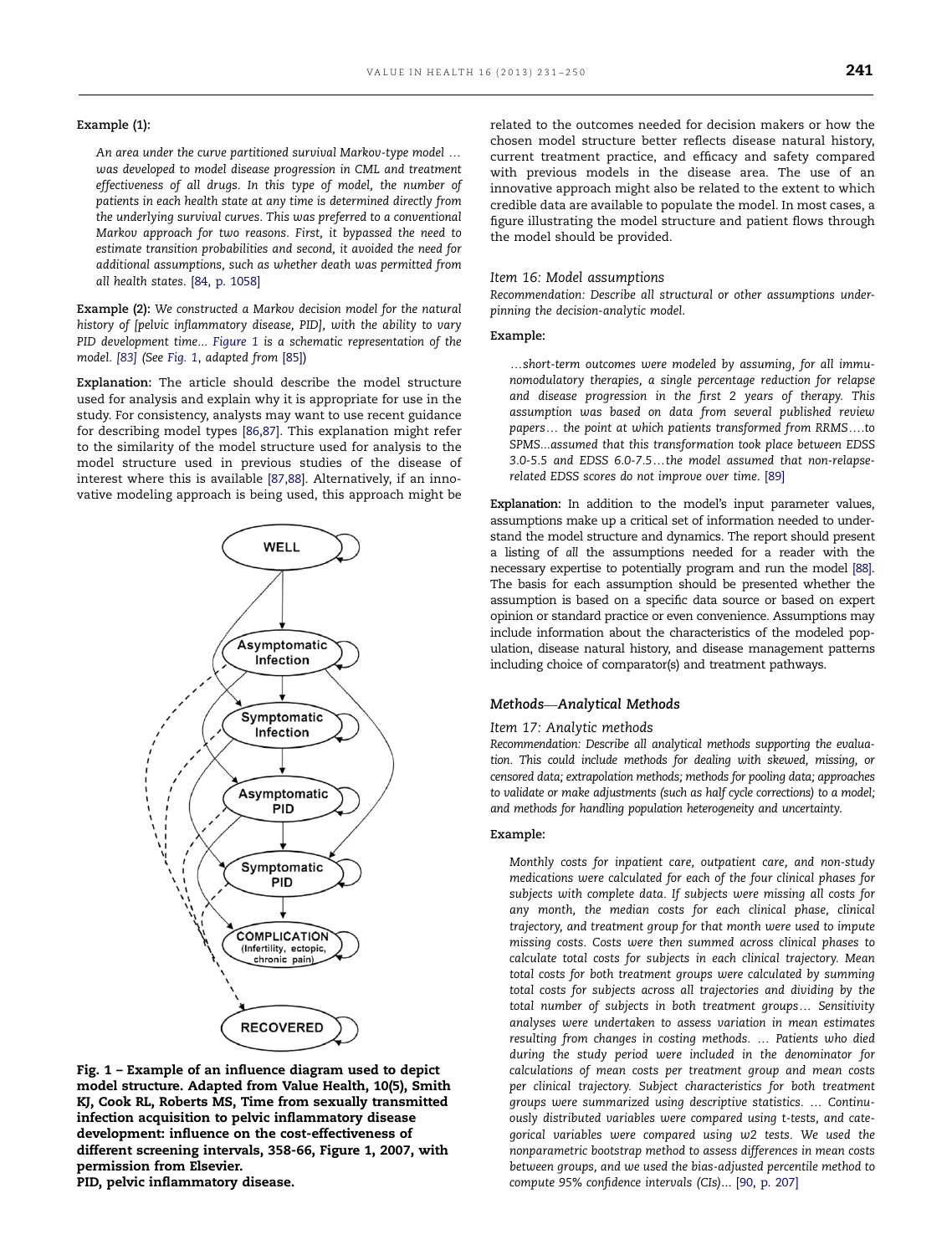**Example (1):**

> *An area under the curve partitioned survival Markov-type model … was developed to model disease progression in CML and treatment effectiveness of all drugs. In this type of model, the number of patients in each health state at any time is determined directly from the underlying survival curves. This was preferred to a conventional Markov approach for two reasons. First, it bypassed the need to estimate transition probabilities and second, it avoided the need for additional assumptions, such as whether death was permitted from all health states.* [84, p. 1058]

**Example (2):** *We constructed a Markov decision model for the natural history of [pelvic inflammatory disease, PID], with the ability to vary PID development time… Figure 1 is a schematic representation of the model.* [83] (See Fig. 1, adapted from [85])

**Explanation:** The article should describe the model structure used for analysis and explain why it is appropriate for use in the study. For consistency, analysts may want to use recent guidance for describing model types [86,87]. This explanation might refer to the similarity of the model structure used for analysis to the model structure used in previous studies of the disease of interest where this is available [87,88]. Alternatively, if an innovative modeling approach is being used, this approach might be related to the outcomes needed for decision makers or how the chosen model structure better reflects disease natural history, current treatment practice, and efficacy and safety compared with previous models in the disease area. The use of an innovative approach might also be related to the extent to which credible data are available to populate the model. In most cases, a figure illustrating the model structure and patient flows through the model should be provided.

**Fig. 1 – Example of an influence diagram used to depict model structure. Adapted from Value Health, 10(5), Smith KJ, Cook RL, Roberts MS, Time from sexually transmitted infection acquisition to pelvic inflammatory disease development: influence on the cost-effectiveness of different screening intervals, 358-66, Figure 1, 2007, with permission from Elsevier.**
**PID, pelvic inflammatory disease.**

### *Item 16: Model assumptions*

*Recommendation: Describe all structural or other assumptions underpinning the decision-analytic model.*

**Example:**

> *…short-term outcomes were modeled by assuming, for all immunomodulatory therapies, a single percentage reduction for relapse and disease progression in the first 2 years of therapy. This assumption was based on data from several published review papers… the point at which patients transformed from RRMS….to SPMS…assumed that this transformation took place between EDSS 3.0-5.5 and EDSS 6.0-7.5…the model assumed that non-relapse-related EDSS scores do not improve over time.* [89]

**Explanation:** In addition to the model's input parameter values, assumptions make up a critical set of information needed to understand the model structure and dynamics. The report should present a listing of *all* the assumptions needed for a reader with the necessary expertise to potentially program and run the model [88]. The basis for each assumption should be presented whether the assumption is based on a specific data source or based on expert opinion or standard practice or even convenience. Assumptions may include information about the characteristics of the modeled population, disease natural history, and disease management patterns including choice of comparator(s) and treatment pathways.

## *Methods—Analytical Methods*

### *Item 17: Analytic methods*

*Recommendation: Describe all analytical methods supporting the evaluation. This could include methods for dealing with skewed, missing, or censored data; extrapolation methods; methods for pooling data; approaches to validate or make adjustments (such as half cycle corrections) to a model; and methods for handling population heterogeneity and uncertainty.*

**Example:**

> *Monthly costs for inpatient care, outpatient care, and non-study medications were calculated for each of the four clinical phases for subjects with complete data. If subjects were missing all costs for any month, the median costs for each clinical phase, clinical trajectory, and treatment group for that month were used to impute missing costs. Costs were then summed across clinical phases to calculate total costs for subjects in each clinical trajectory. Mean total costs for both treatment groups were calculated by summing total costs for subjects across all trajectories and dividing by the total number of subjects in both treatment groups… Sensitivity analyses were undertaken to assess variation in mean estimates resulting from changes in costing methods. … Patients who died during the study period were included in the denominator for calculations of mean costs per treatment group and mean costs per clinical trajectory. Subject characteristics for both treatment groups were summarized using descriptive statistics. … Continuously distributed variables were compared using t-tests, and categorical variables were compared using w2 tests. We used the nonparametric bootstrap method to assess differences in mean costs between groups, and we used the bias-adjusted percentile method to compute 95% confidence intervals (CIs)…* [90, p. 207]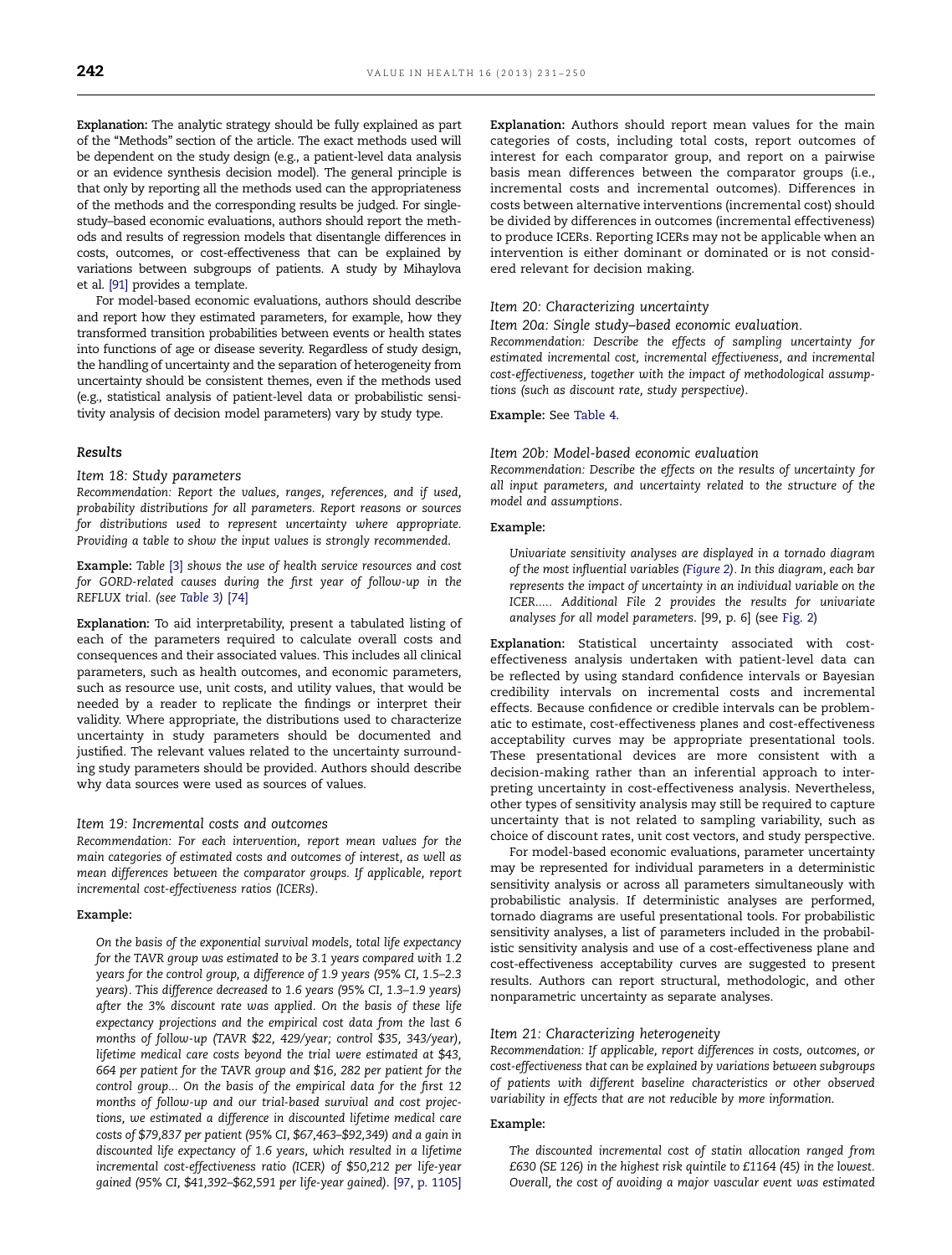**Explanation:** The analytic strategy should be fully explained as part of the "Methods" section of the article. The exact methods used will be dependent on the study design (e.g., a patient-level data analysis or an evidence synthesis decision model). The general principle is that only by reporting all the methods used can the appropriateness of the methods and the corresponding results be judged. For single-study–based economic evaluations, authors should report the methods and results of regression models that disentangle differences in costs, outcomes, or cost-effectiveness that can be explained by variations between subgroups of patients. A study by Mihaylova et al. [91] provides a template.

For model-based economic evaluations, authors should describe and report how they estimated parameters, for example, how they transformed transition probabilities between events or health states into functions of age or disease severity. Regardless of study design, the handling of uncertainty and the separation of heterogeneity from uncertainty should be consistent themes, even if the methods used (e.g., statistical analysis of patient-level data or probabilistic sensitivity analysis of decision model parameters) vary by study type.

### Results

#### Item 18: Study parameters

*Recommendation: Report the values, ranges, references, and if used, probability distributions for all parameters. Report reasons or sources for distributions used to represent uncertainty where appropriate. Providing a table to show the input values is strongly recommended.*

**Example:** *Table [3] shows the use of health service resources and cost for GORD-related causes during the first year of follow-up in the REFLUX trial. (see Table 3) [74]*

**Explanation:** To aid interpretability, present a tabulated listing of each of the parameters required to calculate overall costs and consequences and their associated values. This includes all clinical parameters, such as health outcomes, and economic parameters, such as resource use, unit costs, and utility values, that would be needed by a reader to replicate the findings or interpret their validity. Where appropriate, the distributions used to characterize uncertainty in study parameters should be documented and justified. The relevant values related to the uncertainty surrounding study parameters should be provided. Authors should describe why data sources were used as sources of values.

#### Item 19: Incremental costs and outcomes

*Recommendation: For each intervention, report mean values for the main categories of estimated costs and outcomes of interest, as well as mean differences between the comparator groups. If applicable, report incremental cost-effectiveness ratios (ICERs).*

**Example:**

> *On the basis of the exponential survival models, total life expectancy for the TAVR group was estimated to be 3.1 years compared with 1.2 years for the control group, a difference of 1.9 years (95% CI, 1.5–2.3 years). This difference decreased to 1.6 years (95% CI, 1.3–1.9 years) after the 3% discount rate was applied. On the basis of these life expectancy projections and the empirical cost data from the last 6 months of follow-up (TAVR $22, 429/year; control $35, 343/year), lifetime medical care costs beyond the trial were estimated at $43, 664 per patient for the TAVR group and $16, 282 per patient for the control group... On the basis of the empirical data for the first 12 months of follow-up and our trial-based survival and cost projections, we estimated a difference in discounted lifetime medical care costs of $79,837 per patient (95% CI, $67,463–$92,349) and a gain in discounted life expectancy of 1.6 years, which resulted in a lifetime incremental cost-effectiveness ratio (ICER) of $50,212 per life-year gained (95% CI, $41,392–$62,591 per life-year gained).* [97, p. 1105]

**Explanation:** Authors should report mean values for the main categories of costs, including total costs, report outcomes of interest for each comparator group, and report on a pairwise basis mean differences between the comparator groups (i.e., incremental costs and incremental outcomes). Differences in costs between alternative interventions (incremental cost) should be divided by differences in outcomes (incremental effectiveness) to produce ICERs. Reporting ICERs may not be applicable when an intervention is either dominant or dominated or is not considered relevant for decision making.

#### Item 20: Characterizing uncertainty

##### Item 20a: Single study–based economic evaluation.

*Recommendation: Describe the effects of sampling uncertainty for estimated incremental cost, incremental effectiveness, and incremental cost-effectiveness, together with the impact of methodological assumptions (such as discount rate, study perspective).*

**Example:** See Table 4.

##### Item 20b: Model-based economic evaluation

*Recommendation: Describe the effects on the results of uncertainty for all input parameters, and uncertainty related to the structure of the model and assumptions.*

**Example:**

> *Univariate sensitivity analyses are displayed in a tornado diagram of the most influential variables (Figure 2). In this diagram, each bar represents the impact of uncertainty in an individual variable on the ICER..... Additional File 2 provides the results for univariate analyses for all model parameters.* [99, p. 6] (see Fig. 2)

**Explanation:** Statistical uncertainty associated with cost-effectiveness analysis undertaken with patient-level data can be reflected by using standard confidence intervals or Bayesian credibility intervals on incremental costs and incremental effects. Because confidence or credible intervals can be problematic to estimate, cost-effectiveness planes and cost-effectiveness acceptability curves may be appropriate presentational tools. These presentational devices are more consistent with a decision-making rather than an inferential approach to interpreting uncertainty in cost-effectiveness analysis. Nevertheless, other types of sensitivity analysis may still be required to capture uncertainty that is not related to sampling variability, such as choice of discount rates, unit cost vectors, and study perspective.

For model-based economic evaluations, parameter uncertainty may be represented for individual parameters in a deterministic sensitivity analysis or across all parameters simultaneously with probabilistic analysis. If deterministic analyses are performed, tornado diagrams are useful presentational tools. For probabilistic sensitivity analyses, a list of parameters included in the probabilistic sensitivity analysis and use of a cost-effectiveness plane and cost-effectiveness acceptability curves are suggested to present results. Authors can report structural, methodologic, and other nonparametric uncertainty as separate analyses.

#### Item 21: Characterizing heterogeneity

*Recommendation: If applicable, report differences in costs, outcomes, or cost-effectiveness that can be explained by variations between subgroups of patients with different baseline characteristics or other observed variability in effects that are not reducible by more information.*

**Example:**

> *The discounted incremental cost of statin allocation ranged from £630 (SE 126) in the highest risk quintile to £1164 (45) in the lowest. Overall, the cost of avoiding a major vascular event was estimated*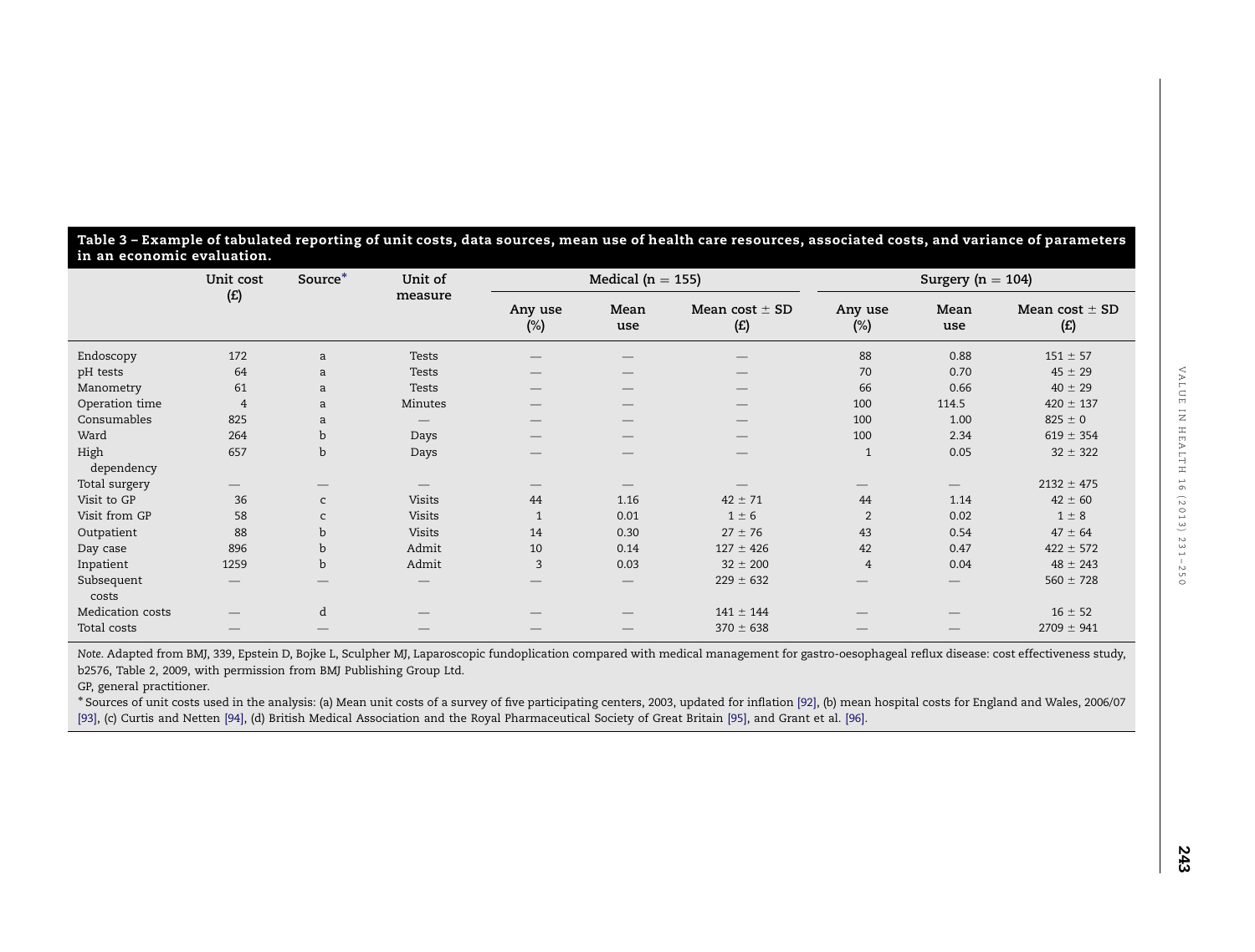**Table 3 – Example of tabulated reporting of unit costs, data sources, mean use of health care resources, associated costs, and variance of parameters in an economic evaluation.**

| | Unit cost (£) | Source* | Unit of measure | Medical (n = 155) | | | Surgery (n = 104) | | |
|---|---|---|---|---|---|---|---|---|---|
| | | | | Any use (%) | Mean use | Mean cost ± SD (£) | Any use (%) | Mean use | Mean cost ± SD (£) |
| Endoscopy | 172 | a | Tests | — | — | — | 88 | 0.88 | 151 ± 57 |
| pH tests | 64 | a | Tests | — | — | — | 70 | 0.70 | 45 ± 29 |
| Manometry | 61 | a | Tests | — | — | — | 66 | 0.66 | 40 ± 29 |
| Operation time | 4 | a | Minutes | — | — | — | 100 | 114.5 | 420 ± 137 |
| Consumables | 825 | a | — | — | — | — | 100 | 1.00 | 825 ± 0 |
| Ward | 264 | b | Days | — | — | — | 100 | 2.34 | 619 ± 354 |
| High dependency | 657 | b | Days | — | — | — | 1 | 0.05 | 32 ± 322 |
| Total surgery | — | — | — | — | — | — | — | — | 2132 ± 475 |
| Visit to GP | 36 | c | Visits | 44 | 1.16 | 42 ± 71 | 44 | 1.14 | 42 ± 60 |
| Visit from GP | 58 | c | Visits | 1 | 0.01 | 1 ± 6 | 2 | 0.02 | 1 ± 8 |
| Outpatient | 88 | b | Visits | 14 | 0.30 | 27 ± 76 | 43 | 0.54 | 47 ± 64 |
| Day case | 896 | b | Admit | 10 | 0.14 | 127 ± 426 | 42 | 0.47 | 422 ± 572 |
| Inpatient | 1259 | b | Admit | 3 | 0.03 | 32 ± 200 | 4 | 0.04 | 48 ± 243 |
| Subsequent costs | — | — | — | — | — | 229 ± 632 | — | — | 560 ± 728 |
| Medication costs | — | d | — | — | — | 141 ± 144 | — | — | 16 ± 52 |
| Total costs | — | — | — | — | — | 370 ± 638 | — | — | 2709 ± 941 |

*Note.* Adapted from BMJ, 339, Epstein D, Bojke L, Sculpher MJ, Laparoscopic fundoplication compared with medical management for gastro-oesophageal reflux disease: cost effectiveness study, b2576, Table 2, 2009, with permission from BMJ Publishing Group Ltd.

GP, general practitioner.

\* Sources of unit costs used in the analysis: (a) Mean unit costs of a survey of five participating centers, 2003, updated for inflation [92], (b) mean hospital costs for England and Wales, 2006/07 [93], (c) Curtis and Netten [94], (d) British Medical Association and the Royal Pharmaceutical Society of Great Britain [95], and Grant et al. [96].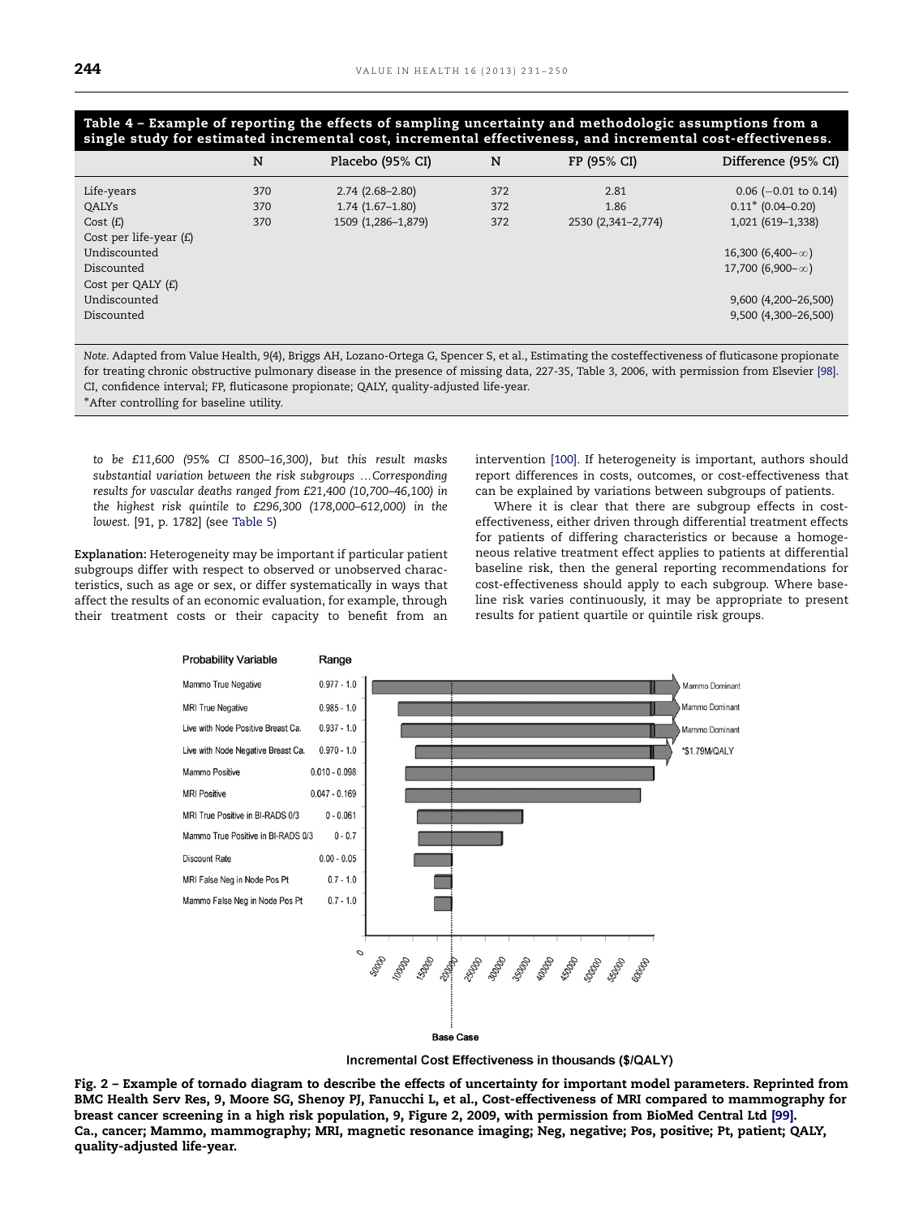**Table 4 – Example of reporting the effects of sampling uncertainty and methodologic assumptions from a single study for estimated incremental cost, incremental effectiveness, and incremental cost-effectiveness.**

| | N | Placebo (95% CI) | N | FP (95% CI) | Difference (95% CI) |
|---|---|---|---|---|---|
| Life-years | 370 | 2.74 (2.68–2.80) | 372 | 2.81 | 0.06 (−0.01 to 0.14) |
| QALYs | 370 | 1.74 (1.67–1.80) | 372 | 1.86 | 0.11* (0.04–0.20) |
| Cost (£) | 370 | 1509 (1,286–1,879) | 372 | 2530 (2,341–2,774) | 1,021 (619–1,338) |
| Cost per life-year (£) | | | | | |
| Undiscounted | | | | | 16,300 (6,400–∞) |
| Discounted | | | | | 17,700 (6,900–∞) |
| Cost per QALY (£) | | | | | |
| Undiscounted | | | | | 9,600 (4,200–26,500) |
| Discounted | | | | | 9,500 (4,300–26,500) |

*Note.* Adapted from Value Health, 9(4), Briggs AH, Lozano-Ortega G, Spencer S, et al., Estimating the costeffectiveness of fluticasone propionate for treating chronic obstructive pulmonary disease in the presence of missing data, 227-35, Table 3, 2006, with permission from Elsevier [98].
CI, confidence interval; FP, fluticasone propionate; QALY, quality-adjusted life-year.
*After controlling for baseline utility.

*to be £11,600 (95% CI 8500–16,300), but this result masks substantial variation between the risk subgroups …Corresponding results for vascular deaths ranged from £21,400 (10,700–46,100) in the highest risk quintile to £296,300 (178,000–612,000) in the lowest.* [91, p. 1782] (see Table 5)

**Explanation:** Heterogeneity may be important if particular patient subgroups differ with respect to observed or unobserved characteristics, such as age or sex, or differ systematically in ways that affect the results of an economic evaluation, for example, through their treatment costs or their capacity to benefit from an intervention [100]. If heterogeneity is important, authors should report differences in costs, outcomes, or cost-effectiveness that can be explained by variations between subgroups of patients.

Where it is clear that there are subgroup effects in cost-effectiveness, either driven through differential treatment effects for patients of differing characteristics or because a homogeneous relative treatment effect applies to patients at differential baseline risk, then the general reporting recommendations for cost-effectiveness should apply to each subgroup. Where baseline risk varies continuously, it may be appropriate to present results for patient quartile or quintile risk groups.

**Fig. 2 – Example of tornado diagram to describe the effects of uncertainty for important model parameters. Reprinted from BMC Health Serv Res, 9, Moore SG, Shenoy PJ, Fanucchi L, et al., Cost-effectiveness of MRI compared to mammography for breast cancer screening in a high risk population, 9, Figure 2, 2009, with permission from BioMed Central Ltd [99].**
**Ca., cancer; Mammo, mammography; MRI, magnetic resonance imaging; Neg, negative; Pos, positive; Pt, patient; QALY, quality-adjusted life-year.**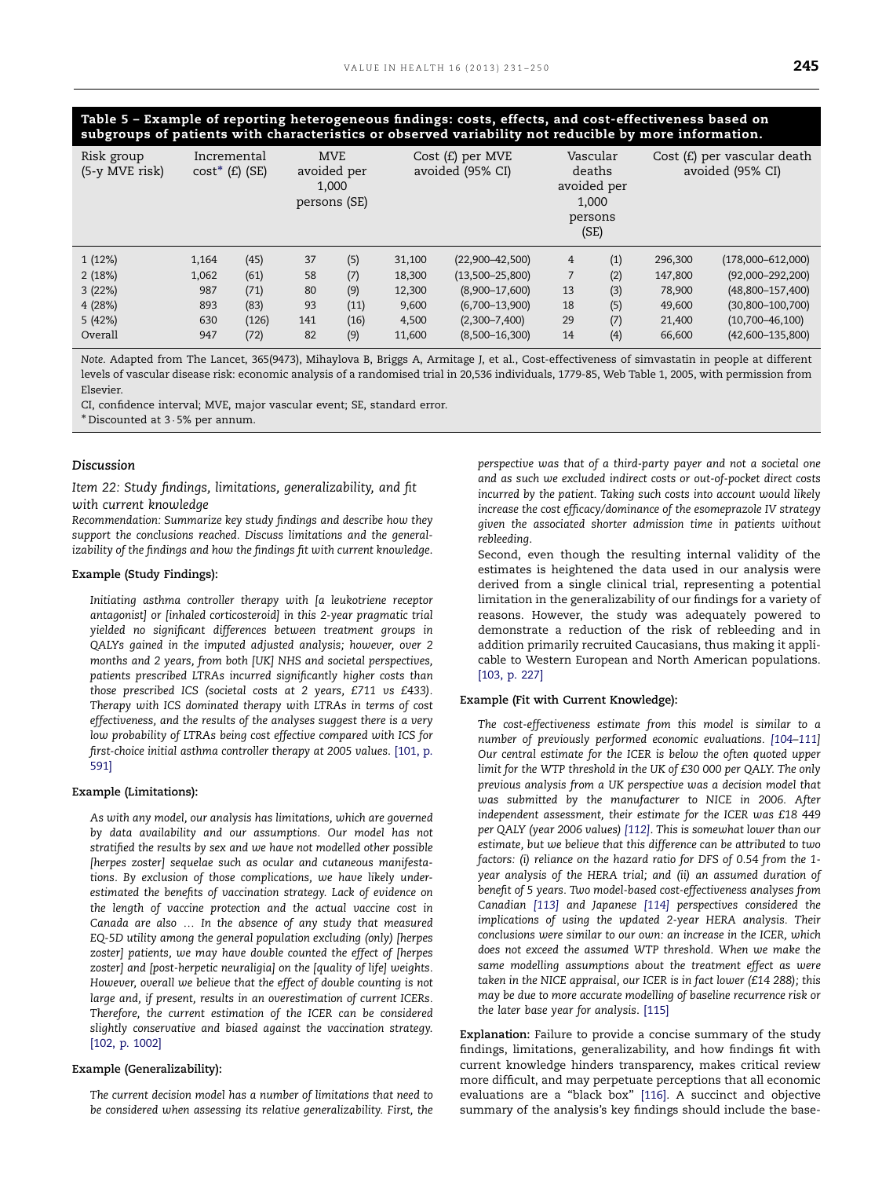**Table 5 – Example of reporting heterogeneous findings: costs, effects, and cost-effectiveness based on subgroups of patients with characteristics or observed variability not reducible by more information.**

| Risk group (5-y MVE risk) | Incremental cost* (£) (SE) | | MVE avoided per 1,000 persons (SE) | | Cost (£) per MVE avoided (95% CI) | | Vascular deaths avoided per 1,000 persons (SE) | | Cost (£) per vascular death avoided (95% CI) | |
|---|---|---|---|---|---|---|---|---|---|---|
| 1 (12%) | 1,164 | (45) | 37 | (5) | 31,100 | (22,900–42,500) | 4 | (1) | 296,300 | (178,000–612,000) |
| 2 (18%) | 1,062 | (61) | 58 | (7) | 18,300 | (13,500–25,800) | 7 | (2) | 147,800 | (92,000–292,200) |
| 3 (22%) | 987 | (71) | 80 | (9) | 12,300 | (8,900–17,600) | 13 | (3) | 78,900 | (48,800–157,400) |
| 4 (28%) | 893 | (83) | 93 | (11) | 9,600 | (6,700–13,900) | 18 | (5) | 49,600 | (30,800–100,700) |
| 5 (42%) | 630 | (126) | 141 | (16) | 4,500 | (2,300–7,400) | 29 | (7) | 21,400 | (10,700–46,100) |
| Overall | 947 | (72) | 82 | (9) | 11,600 | (8,500–16,300) | 14 | (4) | 66,600 | (42,600–135,800) |

*Note.* Adapted from The Lancet, 365(9473), Mihaylova B, Briggs A, Armitage J, et al., Cost-effectiveness of simvastatin in people at different levels of vascular disease risk: economic analysis of a randomised trial in 20,536 individuals, 1779-85, Web Table 1, 2005, with permission from Elsevier.

CI, confidence interval; MVE, major vascular event; SE, standard error.

\* Discounted at 3·5% per annum.

### Discussion

#### Item 22: Study findings, limitations, generalizability, and fit with current knowledge

*Recommendation: Summarize key study findings and describe how they support the conclusions reached. Discuss limitations and the generalizability of the findings and how the findings fit with current knowledge.*

**Example (Study Findings):**

*Initiating asthma controller therapy with [a leukotriene receptor antagonist] or [inhaled corticosteroid] in this 2-year pragmatic trial yielded no significant differences between treatment groups in QALYs gained in the imputed adjusted analysis; however, over 2 months and 2 years, from both [UK] NHS and societal perspectives, patients prescribed LTRAs incurred significantly higher costs than those prescribed ICS (societal costs at 2 years, £711 vs £433). Therapy with ICS dominated therapy with LTRAs in terms of cost effectiveness, and the results of the analyses suggest there is a very low probability of LTRAs being cost effective compared with ICS for first-choice initial asthma controller therapy at 2005 values.* [101, p. 591]

**Example (Limitations):**

*As with any model, our analysis has limitations, which are governed by data availability and our assumptions. Our model has not stratified the results by sex and we have not modelled other possible [herpes zoster] sequelae such as ocular and cutaneous manifestations. By exclusion of those complications, we have likely underestimated the benefits of vaccination strategy. Lack of evidence on the length of vaccine protection and the actual vaccine cost in Canada are also … In the absence of any study that measured EQ-5D utility among the general population excluding (only) [herpes zoster] patients, we may have double counted the effect of [herpes zoster] and [post-herpetic neuralgia] on the [quality of life] weights. However, overall we believe that the effect of double counting is not large and, if present, results in an overestimation of current ICERs. Therefore, the current estimation of the ICER can be considered slightly conservative and biased against the vaccination strategy.* [102, p. 1002]

**Example (Generalizability):**

*The current decision model has a number of limitations that need to be considered when assessing its relative generalizability. First, the perspective was that of a third-party payer and not a societal one and as such we excluded indirect costs or out-of-pocket direct costs incurred by the patient. Taking such costs into account would likely increase the cost efficacy/dominance of the esomeprazole IV strategy given the associated shorter admission time in patients without rebleeding.*

Second, even though the resulting internal validity of the estimates is heightened the data used in our analysis were derived from a single clinical trial, representing a potential limitation in the generalizability of our findings for a variety of reasons. However, the study was adequately powered to demonstrate a reduction of the risk of rebleeding and in addition primarily recruited Caucasians, thus making it applicable to Western European and North American populations. [103, p. 227]

**Example (Fit with Current Knowledge):**

*The cost-effectiveness estimate from this model is similar to a number of previously performed economic evaluations. [104–111] Our central estimate for the ICER is below the often quoted upper limit for the WTP threshold in the UK of £30 000 per QALY. The only previous analysis from a UK perspective was a decision model that was submitted by the manufacturer to NICE in 2006. After independent assessment, their estimate for the ICER was £18 449 per QALY (year 2006 values) [112]. This is somewhat lower than our estimate, but we believe that this difference can be attributed to two factors: (i) reliance on the hazard ratio for DFS of 0.54 from the 1-year analysis of the HERA trial; and (ii) an assumed duration of benefit of 5 years. Two model-based cost-effectiveness analyses from Canadian [113] and Japanese [114] perspectives considered the implications of using the updated 2-year HERA analysis. Their conclusions were similar to our own: an increase in the ICER, which does not exceed the assumed WTP threshold. When we make the same modelling assumptions about the treatment effect as were taken in the NICE appraisal, our ICER is in fact lower (£14 288); this may be due to more accurate modelling of baseline recurrence risk or the later base year for analysis.* [115]

**Explanation:** Failure to provide a concise summary of the study findings, limitations, generalizability, and how findings fit with current knowledge hinders transparency, makes critical review more difficult, and may perpetuate perceptions that all economic evaluations are a "black box" [116]. A succinct and objective summary of the analysis's key findings should include the base-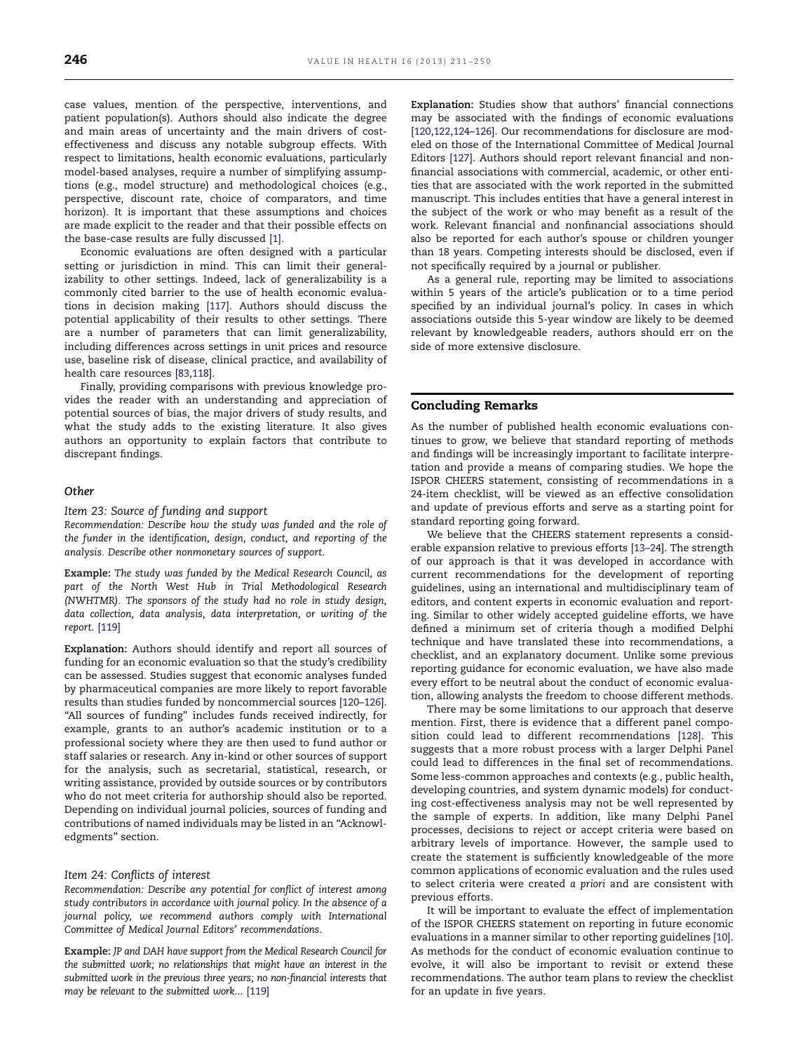case values, mention of the perspective, interventions, and patient population(s). Authors should also indicate the degree and main areas of uncertainty and the main drivers of cost-effectiveness and discuss any notable subgroup effects. With respect to limitations, health economic evaluations, particularly model-based analyses, require a number of simplifying assumptions (e.g., model structure) and methodological choices (e.g., perspective, discount rate, choice of comparators, and time horizon). It is important that these assumptions and choices are made explicit to the reader and that their possible effects on the base-case results are fully discussed [1].

Economic evaluations are often designed with a particular setting or jurisdiction in mind. This can limit their generalizability to other settings. Indeed, lack of generalizability is a commonly cited barrier to the use of health economic evaluations in decision making [117]. Authors should discuss the potential applicability of their results to other settings. There are a number of parameters that can limit generalizability, including differences across settings in unit prices and resource use, baseline risk of disease, clinical practice, and availability of health care resources [83,118].

Finally, providing comparisons with previous knowledge provides the reader with an understanding and appreciation of potential sources of bias, the major drivers of study results, and what the study adds to the existing literature. It also gives authors an opportunity to explain factors that contribute to discrepant findings.

### Other

*Item 23: Source of funding and support*

*Recommendation: Describe how the study was funded and the role of the funder in the identification, design, conduct, and reporting of the analysis. Describe other nonmonetary sources of support.*

**Example:** *The study was funded by the Medical Research Council, as part of the North West Hub in Trial Methodological Research (NWHTMR). The sponsors of the study had no role in study design, data collection, data analysis, data interpretation, or writing of the report.* [119]

**Explanation:** Authors should identify and report all sources of funding for an economic evaluation so that the study's credibility can be assessed. Studies suggest that economic analyses funded by pharmaceutical companies are more likely to report favorable results than studies funded by noncommercial sources [120–126]. "All sources of funding" includes funds received indirectly, for example, grants to an author's academic institution or to a professional society where they are then used to fund author or staff salaries or research. Any in-kind or other sources of support for the analysis, such as secretarial, statistical, research, or writing assistance, provided by outside sources or by contributors who do not meet criteria for authorship should also be reported. Depending on individual journal policies, sources of funding and contributions of named individuals may be listed in an "Acknowledgments" section.

*Item 24: Conflicts of interest*

*Recommendation: Describe any potential for conflict of interest among study contributors in accordance with journal policy. In the absence of a journal policy, we recommend authors comply with International Committee of Medical Journal Editors' recommendations.*

**Example:** *JP and DAH have support from the Medical Research Council for the submitted work; no relationships that might have an interest in the submitted work in the previous three years; no non-financial interests that may be relevant to the submitted work...* [119]

**Explanation:** Studies show that authors' financial connections may be associated with the findings of economic evaluations [120,122,124–126]. Our recommendations for disclosure are modeled on those of the International Committee of Medical Journal Editors [127]. Authors should report relevant financial and nonfinancial associations with commercial, academic, or other entities that are associated with the work reported in the submitted manuscript. This includes entities that have a general interest in the subject of the work or who may benefit as a result of the work. Relevant financial and nonfinancial associations should also be reported for each author's spouse or children younger than 18 years. Competing interests should be disclosed, even if not specifically required by a journal or publisher.

As a general rule, reporting may be limited to associations within 5 years of the article's publication or to a time period specified by an individual journal's policy. In cases in which associations outside this 5-year window are likely to be deemed relevant by knowledgeable readers, authors should err on the side of more extensive disclosure.

## Concluding Remarks

As the number of published health economic evaluations continues to grow, we believe that standard reporting of methods and findings will be increasingly important to facilitate interpretation and provide a means of comparing studies. We hope the ISPOR CHEERS statement, consisting of recommendations in a 24-item checklist, will be viewed as an effective consolidation and update of previous efforts and serve as a starting point for standard reporting going forward.

We believe that the CHEERS statement represents a considerable expansion relative to previous efforts [13–24]. The strength of our approach is that it was developed in accordance with current recommendations for the development of reporting guidelines, using an international and multidisciplinary team of editors, and content experts in economic evaluation and reporting. Similar to other widely accepted guideline efforts, we have defined a minimum set of criteria though a modified Delphi technique and have translated these into recommendations, a checklist, and an explanatory document. Unlike some previous reporting guidance for economic evaluation, we have also made every effort to be neutral about the conduct of economic evaluation, allowing analysts the freedom to choose different methods.

There may be some limitations to our approach that deserve mention. First, there is evidence that a different panel composition could lead to different recommendations [128]. This suggests that a more robust process with a larger Delphi Panel could lead to differences in the final set of recommendations. Some less-common approaches and contexts (e.g., public health, developing countries, and system dynamic models) for conducting cost-effectiveness analysis may not be well represented by the sample of experts. In addition, like many Delphi Panel processes, decisions to reject or accept criteria were based on arbitrary levels of importance. However, the sample used to create the statement is sufficiently knowledgeable of the more common applications of economic evaluation and the rules used to select criteria were created *a priori* and are consistent with previous efforts.

It will be important to evaluate the effect of implementation of the ISPOR CHEERS statement on reporting in future economic evaluations in a manner similar to other reporting guidelines [10]. As methods for the conduct of economic evaluation continue to evolve, it will also be important to revisit or extend these recommendations. The author team plans to review the checklist for an update in five years.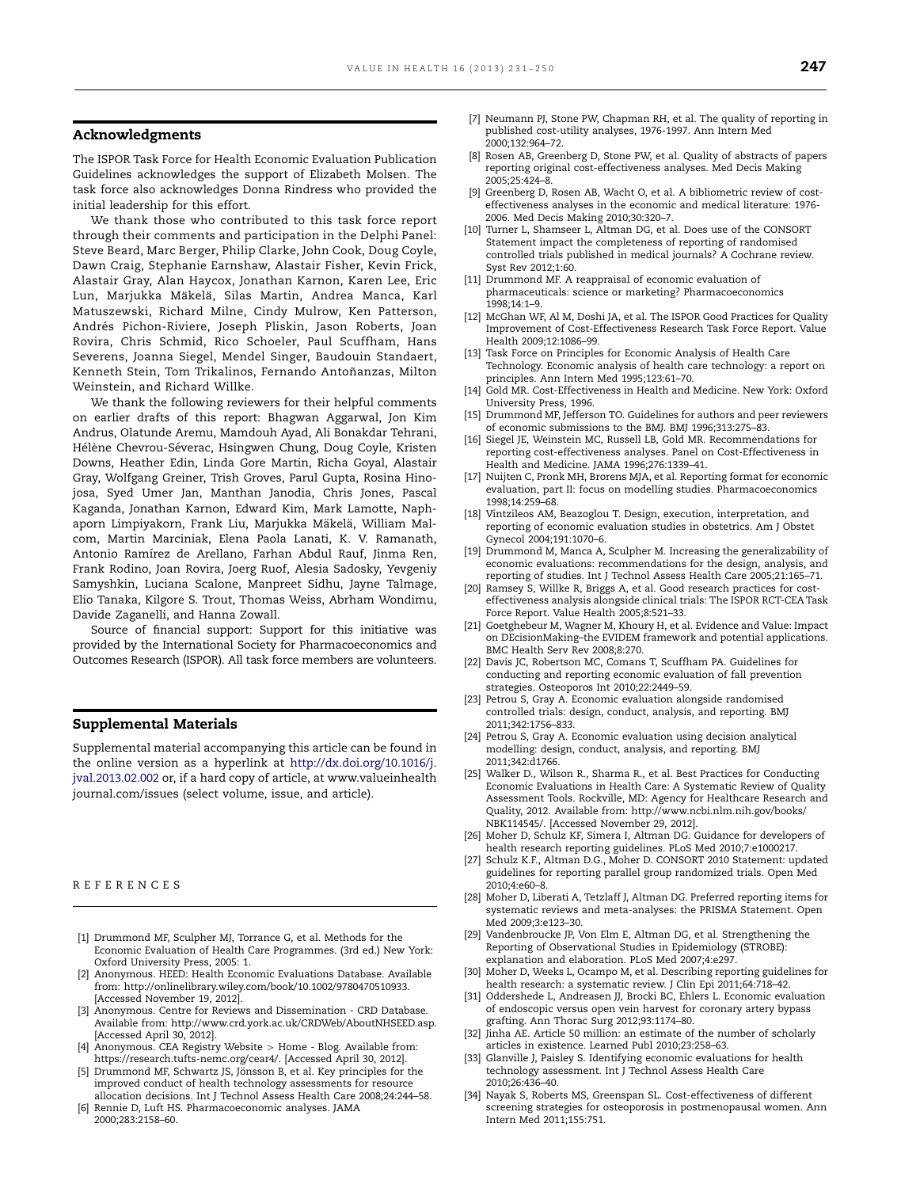## Acknowledgments

The ISPOR Task Force for Health Economic Evaluation Publication Guidelines acknowledges the support of Elizabeth Molsen. The task force also acknowledges Donna Rindress who provided the initial leadership for this effort.

We thank those who contributed to this task force report through their comments and participation in the Delphi Panel: Steve Beard, Marc Berger, Philip Clarke, John Cook, Doug Coyle, Dawn Craig, Stephanie Earnshaw, Alastair Fisher, Kevin Frick, Alastair Gray, Alan Haycox, Jonathan Karnon, Karen Lee, Eric Lun, Marjukka Mäkelä, Silas Martin, Andrea Manca, Karl Matuszewski, Richard Milne, Cindy Mulrow, Ken Patterson, Andrés Pichon-Riviere, Joseph Pliskin, Jason Roberts, Joan Rovira, Chris Schmid, Rico Schoeler, Paul Scuffham, Hans Severens, Joanna Siegel, Mendel Singer, Baudouin Standaert, Kenneth Stein, Tom Trikalinos, Fernando Antoñanzas, Milton Weinstein, and Richard Willke.

We thank the following reviewers for their helpful comments on earlier drafts of this report: Bhagwan Aggarwal, Jon Kim Andrus, Olatunde Aremu, Mamdouh Ayad, Ali Bonakdar Tehrani, Hélène Chevrou-Séverac, Hsingwen Chung, Doug Coyle, Kristen Downs, Heather Edin, Linda Gore Martin, Richa Goyal, Alastair Gray, Wolfgang Greiner, Trish Groves, Parul Gupta, Rosina Hinojosa, Syed Umer Jan, Manthan Janodia, Chris Jones, Pascal Kaganda, Jonathan Karnon, Edward Kim, Mark Lamotte, Naphaporn Limpiyakorn, Frank Liu, Marjukka Mäkelä, William Malcom, Martin Marciniak, Elena Paola Lanati, K. V. Ramanath, Antonio Ramírez de Arellano, Farhan Abdul Rauf, Jinma Ren, Frank Rodino, Joan Rovira, Joerg Ruof, Alesia Sadosky, Yevgeniy Samyshkin, Luciana Scalone, Manpreet Sidhu, Jayne Talmage, Elio Tanaka, Kilgore S. Trout, Thomas Weiss, Abrham Wondimu, Davide Zaganelli, and Hanna Zowall.

Source of financial support: Support for this initiative was provided by the International Society for Pharmacoeconomics and Outcomes Research (ISPOR). All task force members are volunteers.

## Supplemental Materials

Supplemental material accompanying this article can be found in the online version as a hyperlink at http://dx.doi.org/10.1016/j.jval.2013.02.002 or, if a hard copy of article, at www.valueinhealthjournal.com/issues (select volume, issue, and article).

## REFERENCES

[1] Drummond MF, Sculpher MJ, Torrance G, et al. Methods for the Economic Evaluation of Health Care Programmes. (3rd ed.) New York: Oxford University Press, 2005: 1.

[2] Anonymous. HEED: Health Economic Evaluations Database. Available from: http://onlinelibrary.wiley.com/book/10.1002/9780470510933. [Accessed November 19, 2012].

[3] Anonymous. Centre for Reviews and Dissemination - CRD Database. Available from: http://www.crd.york.ac.uk/CRDWeb/AboutNHSEED.asp. [Accessed April 30, 2012].

[4] Anonymous. CEA Registry Website > Home - Blog. Available from: https://research.tufts-nemc.org/cear4/. [Accessed April 30, 2012].

[5] Drummond MF, Schwartz JS, Jönsson B, et al. Key principles for the improved conduct of health technology assessments for resource allocation decisions. Int J Technol Assess Health Care 2008;24:244–58.

[6] Rennie D, Luft HS. Pharmacoeconomic analyses. JAMA 2000;283:2158–60.

[7] Neumann PJ, Stone PW, Chapman RH, et al. The quality of reporting in published cost-utility analyses, 1976-1997. Ann Intern Med 2000;132:964–72.

[8] Rosen AB, Greenberg D, Stone PW, et al. Quality of abstracts of papers reporting original cost-effectiveness analyses. Med Decis Making 2005;25:424–8.

[9] Greenberg D, Rosen AB, Wacht O, et al. A bibliometric review of cost-effectiveness analyses in the economic and medical literature: 1976-2006. Med Decis Making 2010;30:320–7.

[10] Turner L, Shamseer L, Altman DG, et al. Does use of the CONSORT Statement impact the completeness of reporting of randomised controlled trials published in medical journals? A Cochrane review. Syst Rev 2012;1:60.

[11] Drummond MF. A reappraisal of economic evaluation of pharmaceuticals: science or marketing? Pharmacoeconomics 1998;14:1–9.

[12] McGhan WF, Al M, Doshi JA, et al. The ISPOR Good Practices for Quality Improvement of Cost-Effectiveness Research Task Force Report. Value Health 2009;12:1086–99.

[13] Task Force on Principles for Economic Analysis of Health Care Technology. Economic analysis of health care technology: a report on principles. Ann Intern Med 1995;123:61–70.

[14] Gold MR. Cost-Effectiveness in Health and Medicine. New York: Oxford University Press, 1996.

[15] Drummond MF, Jefferson TO. Guidelines for authors and peer reviewers of economic submissions to the BMJ. BMJ 1996;313:275–83.

[16] Siegel JE, Weinstein MC, Russell LB, Gold MR. Recommendations for reporting cost-effectiveness analyses. Panel on Cost-Effectiveness in Health and Medicine. JAMA 1996;276:1339–41.

[17] Nuijten C, Pronk MH, Brorens MJA, et al. Reporting format for economic evaluation, part II: focus on modelling studies. Pharmacoeconomics 1998;14:259–68.

[18] Vintzileos AM, Beazoglou T. Design, execution, interpretation, and reporting of economic evaluation studies in obstetrics. Am J Obstet Gynecol 2004;191:1070–6.

[19] Drummond M, Manca A, Sculpher M. Increasing the generalizability of economic evaluations: recommendations for the design, analysis, and reporting of studies. Int J Technol Assess Health Care 2005;21:165–71.

[20] Ramsey S, Willke R, Briggs A, et al. Good research practices for cost-effectiveness analysis alongside clinical trials: The ISPOR RCT-CEA Task Force Report. Value Health 2005;8:521–33.

[21] Goetghebeur M, Wagner M, Khoury H, et al. Evidence and Value: Impact on DEcisionMaking–the EVIDEM framework and potential applications. BMC Health Serv Rev 2008;8:270.

[22] Davis JC, Robertson MC, Comans T, Scuffham PA. Guidelines for conducting and reporting economic evaluation of fall prevention strategies. Osteoporos Int 2010;22:2449–59.

[23] Petrou S, Gray A. Economic evaluation alongside randomised controlled trials: design, conduct, analysis, and reporting. BMJ 2011;342:1756–833.

[24] Petrou S, Gray A. Economic evaluation using decision analytical modelling: design, conduct, analysis, and reporting. BMJ 2011;342:d1766.

[25] Walker D., Wilson R., Sharma R., et al. Best Practices for Conducting Economic Evaluations in Health Care: A Systematic Review of Quality Assessment Tools. Rockville, MD: Agency for Healthcare Research and Quality, 2012. Available from: http://www.ncbi.nlm.nih.gov/books/NBK114545/. [Accessed November 29, 2012].

[26] Moher D, Schulz KF, Simera I, Altman DG. Guidance for developers of health research reporting guidelines. PLoS Med 2010;7:e1000217.

[27] Schulz K.F., Altman D.G., Moher D. CONSORT 2010 Statement: updated guidelines for reporting parallel group randomized trials. Open Med 2010;4:e60–8.

[28] Moher D, Liberati A, Tetzlaff J, Altman DG. Preferred reporting items for systematic reviews and meta-analyses: the PRISMA Statement. Open Med 2009;3:e123–30.

[29] Vandenbroucke JP, Von Elm E, Altman DG, et al. Strengthening the Reporting of Observational Studies in Epidemiology (STROBE): explanation and elaboration. PLoS Med 2007;4:e297.

[30] Moher D, Weeks L, Ocampo M, et al. Describing reporting guidelines for health research: a systematic review. J Clin Epi 2011;64:718–42.

[31] Oddershede L, Andreasen JJ, Brocki BC, Ehlers L. Economic evaluation of endoscopic versus open vein harvest for coronary artery bypass grafting. Ann Thorac Surg 2012;93:1174–80.

[32] Jinha AE. Article 50 million: an estimate of the number of scholarly articles in existence. Learned Publ 2010;23:258–63.

[33] Glanville J, Paisley S. Identifying economic evaluations for health technology assessment. Int J Technol Assess Health Care 2010;26:436–40.

[34] Nayak S, Roberts MS, Greenspan SL. Cost-effectiveness of different screening strategies for osteoporosis in postmenopausal women. Ann Intern Med 2011;155:751.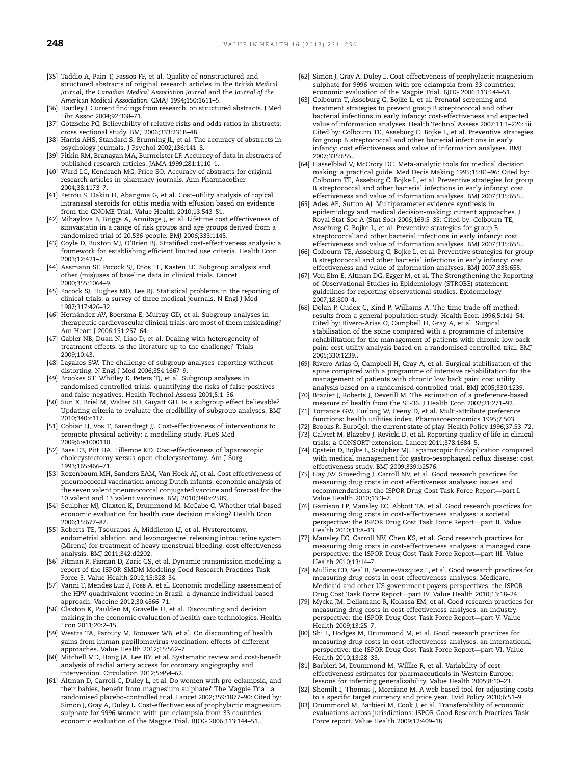[35] Taddio A, Pain T, Fassos FF, et al. Quality of nonstructured and structured abstracts of original research articles in the *British Medical Journal*, the *Canadian Medical Association Journal* and the *Journal of the American Medical Association*. CMAJ 1994;150:1611–5.

[36] Hartley J. Current findings from research, on structured abstracts. J Med Libr Assoc 2004;92:368–71.

[37] Gotzsche PC. Believability of relative risks and odds ratios in abstracts: cross sectional study. BMJ 2006;333:231B–4B.

[38] Harris AHS, Standard S, Brunning JL, et al. The accuracy of abstracts in psychology journals. J Psychol 2002;136:141–8.

[39] Pitkin RM, Branagan MA, Burmeister LF. Accuracy of data in abstracts of published research articles. JAMA 1999;281:1110–1.

[40] Ward LG, Kendrach MG, Price SO. Accuracy of abstracts for original research articles in pharmacy journals. Ann Pharmacother 2004;38:1173–7.

[41] Petrou S, Dakin H, Abangma G, et al. Cost–utility analysis of topical intranasal steroids for otitis media with effusion based on evidence from the GNOME Trial. Value Health 2010;13:543–51.

[42] Mihaylova B, Briggs A, Armitage J, et al. Lifetime cost effectiveness of simvastatin in a range of risk groups and age groups derived from a randomised trial of 20,536 people. BMJ 2006;333:1145.

[43] Coyle D, Buxton MJ, O'Brien BJ. Stratified cost-effectiveness analysis: a framework for establishing efficient limited use criteria. Health Econ 2003;12:421–7.

[44] Assmann SF, Pocock SJ, Enos LE, Kasten LE. Subgroup analysis and other (mis)uses of baseline data in clinical trials. Lancet 2000;355:1064–9.

[45] Pocock SJ, Hughes MD, Lee RJ. Statistical problems in the reporting of clinical trials: a survey of three medical journals. N Engl J Med 1987;317:426–32.

[46] Hernández AV, Boersma E, Murray GD, et al. Subgroup analyses in therapeutic cardiovascular clinical trials: are most of them misleading? Am Heart J 2006;151:257–64.

[47] Gabler NB, Duan N, Liao D, et al. Dealing with heterogeneity of treatment effects: is the literature up to the challenge? Trials 2009;10:43.

[48] Lagakos SW. The challenge of subgroup analyses–reporting without distorting. N Engl J Med 2006;354:1667–9.

[49] Brookes ST, Whitley E, Peters TJ, et al. Subgroup analyses in randomised controlled trials: quantifying the risks of false-positives and false-negatives. Health Technol Assess 2001;5:1–56.

[50] Sun X, Briel M, Walter SD, Guyatt GH. Is a subgroup effect believable? Updating criteria to evaluate the credibility of subgroup analyses. BMJ 2010;340:c117.

[51] Cobiac LJ, Vos T, Barendregt JJ. Cost-effectiveness of interventions to promote physical activity: a modelling study. PLoS Med 2009;6:e1000110.

[52] Bass EB, Pitt HA, Lillemoe KD. Cost-effectiveness of laparoscopic cholecystectomy versus open cholecystectomy. Am J Surg 1993;165:466–71.

[53] Rozenbaum MH, Sanders EAM, Van Hoek AJ, et al. Cost effectiveness of pneumococcal vaccination among Dutch infants: economic analysis of the seven valent pneumococcal conjugated vaccine and forecast for the 10 valent and 13 valent vaccines. BMJ 2010;340:c2509.

[54] Sculpher MJ, Claxton K, Drummond M, McCabe C. Whether trial-based economic evaluation for health care decision making? Health Econ 2006;15:677–87.

[55] Roberts TE, Tsourapas A, Middleton LJ, et al. Hysterectomy, endometrial ablation, and levonorgestrel releasing intrauterine system (Mirena) for treatment of heavy menstrual bleeding: cost effectiveness analysis. BMJ 2011;342:d2202.

[56] Pitman R, Fisman D, Zaric GS, et al. Dynamic transmission modeling: a report of the ISPOR-SMDM Modeling Good Research Practices Task Force-5. Value Health 2012;15:828–34.

[57] Vanni T, Mendes Luz P, Foss A, et al. Economic modelling assessment of the HPV quadrivalent vaccine in Brazil: a dynamic individual-based approach. Vaccine 2012;30:4866–71.

[58] Claxton K, Paulden M, Gravelle H, et al. Discounting and decision making in the economic evaluation of health-care technologies. Health Econ 2011;20:2–15.

[59] Westra TA, Parouty M, Brouwer WB, et al. On discounting of health gains from human papillomavirus vaccination: effects of different approaches. Value Health 2012;15:562–7.

[60] Mitchell MD, Hong JA, Lee BY, et al. Systematic review and cost-benefit analysis of radial artery access for coronary angiography and intervention. Circulation 2012;5:454–62.

[61] Altman D, Carroli G, Duley L, et al. Do women with pre-eclampsia, and their babies, benefit from magnesium sulphate? The Magpie Trial: a randomised placebo-controlled trial. Lancet 2002;359:1877–90: Cited by: Simon J, Gray A, Duley L. Cost-effectiveness of prophylactic magnesium sulphate for 9996 women with pre-eclampsia from 33 countries: economic evaluation of the Magpie Trial. BJOG 2006;113:144–51..

[62] Simon J, Gray A, Duley L. Cost-effectiveness of prophylactic magnesium sulphate for 9996 women with pre-eclampsia from 33 countries: economic evaluation of the Magpie Trial. BJOG 2006;113:144–51.

[63] Colbourn T, Asseburg C, Bojke L, et al. Prenatal screening and treatment strategies to prevent group B streptococcal and other bacterial infections in early infancy: cost-effectiveness and expected value of information analyses. Health Technol Assess 2007;11:1–226: iii. Cited by: Colbourn TE, Asseburg C, Bojke L, et al. Preventive strategies for group B streptococcal and other bacterial infections in early infancy: cost effectiveness and value of information analyses. BMJ 2007;335:655..

[64] Hasselblad V, McCrory DC. Meta-analytic tools for medical decision making: a practical guide. Med Decis Making 1995;15:81–96: Cited by: Colbourn TE, Asseburg C, Bojke L, et al. Preventive strategies for group B streptococcal and other bacterial infections in early infancy: cost effectiveness and value of information analyses. BMJ 2007;335:655..

[65] Ades AE, Sutton AJ. Multiparameter evidence synthesis in epidemiology and medical decision-making: current approaches. J Royal Stat Soc A (Stat Soc) 2006;169:5–35: Cited by: Colbourn TE, Asseburg C, Bojke L, et al. Preventive strategies for group B streptococcal and other bacterial infections in early infancy: cost effectiveness and value of information analyses. BMJ 2007;335:655..

[66] Colbourn TE, Asseburg C, Bojke L, et al. Preventive strategies for group B streptococcal and other bacterial infections in early infancy: cost effectiveness and value of information analyses. BMJ 2007;335:655.

[67] Von Elm E, Altman DG, Egger M, et al. The Strengthening the Reporting of Observational Studies in Epidemiology (STROBE) statement: guidelines for reporting observational studies. Epidemiology 2007;18:800–4.

[68] Dolan P, Gudex C, Kind P, Williams A. The time trade-off method: results from a general population study. Health Econ 1996;5:141–54: Cited by: Rivero-Arias O, Campbell H, Gray A, et al. Surgical stabilisation of the spine compared with a programme of intensive rehabilitation for the management of patients with chronic low back pain: cost utility analysis based on a randomised controlled trial. BMJ 2005;330:1239..

[69] Rivero-Arias O, Campbell H, Gray A, et al. Surgical stabilisation of the spine compared with a programme of intensive rehabilitation for the management of patients with chronic low back pain: cost utility analysis based on a randomised controlled trial. BMJ 2005;330:1239.

[70] Brazier J, Roberts J, Deverill M. The estimation of a preference-based measure of health from the SF-36. J Health Econ 2002;21:271–92.

[71] Torrance GW, Furlong W, Feeny D, et al. Multi-attribute preference functions: health utilities index. Pharmacoeconomics 1995;7:503.

[72] Brooks R. EuroQol: the current state of play. Health Policy 1996;37:53–72.

[73] Calvert M, Blazeby J, Revicki D, et al. Reporting quality of life in clinical trials: a CONSORT extension. Lancet 2011;378:1684–5.

[74] Epstein D, Bojke L, Sculpher MJ. Laparoscopic fundoplication compared with medical management for gastro-oesophageal reflux disease: cost effectiveness study. BMJ 2009;339:b2576.

[75] Hay JW, Smeeding J, Carroll NV, et al. Good research practices for measuring drug costs in cost effectiveness analyses: issues and recommendations: the ISPOR Drug Cost Task Force Report—part I. Value Health 2010;13:3–7.

[76] Garrison LP, Mansley EC, Abbott TA, et al. Good research practices for measuring drug costs in cost-effectiveness analyses: a societal perspective: the ISPOR Drug Cost Task Force Report—part II. Value Health 2010;13:8–13.

[77] Mansley EC, Carroll NV, Chen KS, et al. Good research practices for measuring drug costs in cost-effectiveness analyses: a managed care perspective: the ISPOR Drug Cost Task Force Report—part III. Value Health 2010;13:14–7.

[78] Mullins CD, Seal B, Seoane-Vazquez E, et al. Good research practices for measuring drug costs in cost-effectiveness analyses: Medicare, Medicaid and other US government payers perspectives: the ISPOR Drug Cost Task Force Report—part IV. Value Health 2010;13:18–24.

[79] Mycka JM, Dellamano R, Kolassa EM, et al. Good research practices for measuring drug costs in cost effectiveness analyses: an industry perspective: the ISPOR Drug Cost Task Force Report—part V. Value Health 2009;13:25–7.

[80] Shi L, Hodges M, Drummond M, et al. Good research practices for measuring drug costs in cost-effectiveness analyses: an international perspective: the ISPOR Drug Cost Task Force Report—part VI. Value Health 2010;13:28–33.

[81] Barbieri M, Drummond M, Willke R, et al. Variability of cost-effectiveness estimates for pharmaceuticals in Western Europe: lessons for inferring generalizability. Value Health 2005;8:10–23.

[82] Shemilt I, Thomas J, Morciano M. A web-based tool for adjusting costs to a specific target currency and price year. Evid Policy 2010;6:51–9.

[83] Drummond M, Barbieri M, Cook J, et al. Transferability of economic evaluations across jurisdictions: ISPOR Good Research Practices Task Force report. Value Health 2009;12:409–18.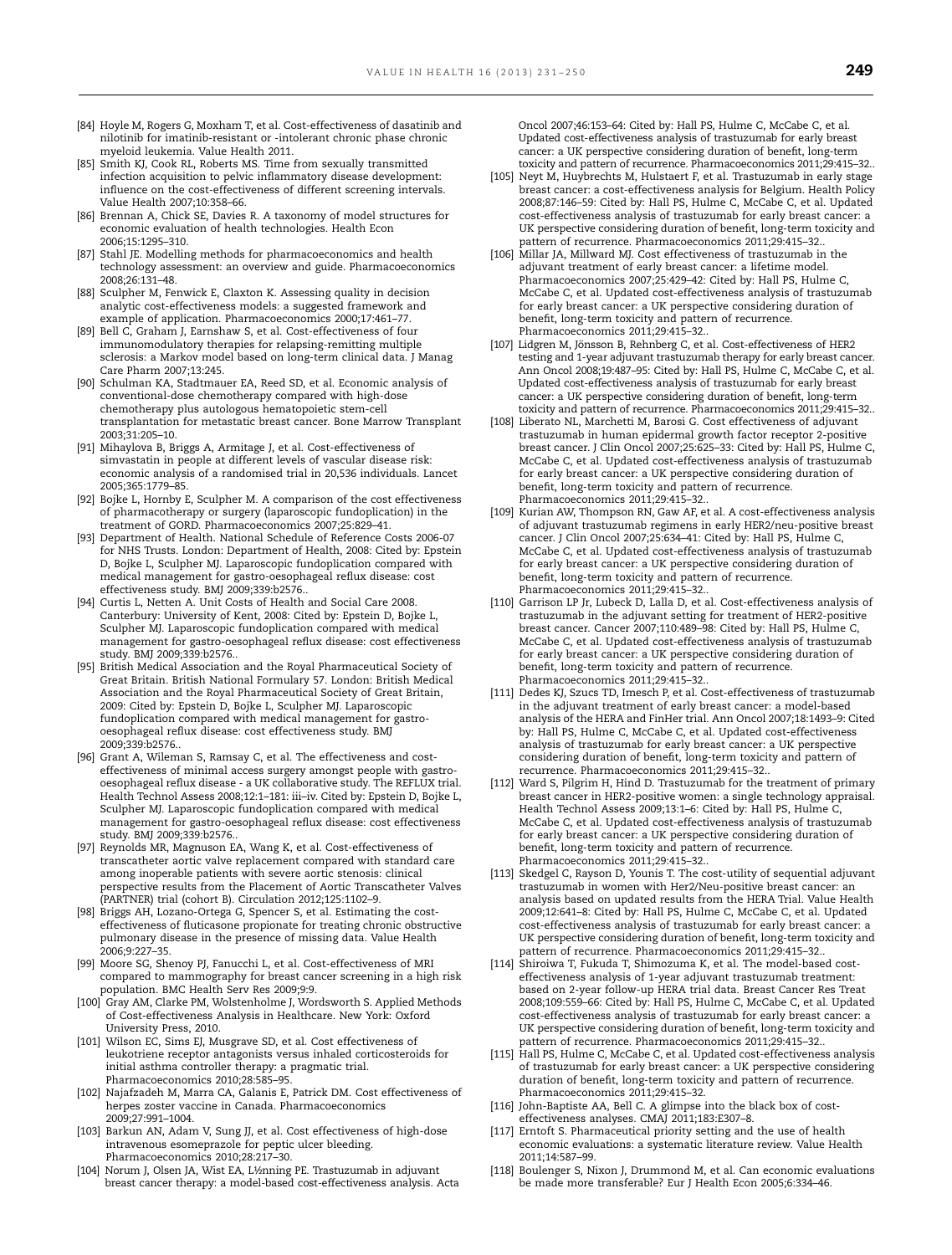[84] Hoyle M, Rogers G, Moxham T, et al. Cost-effectiveness of dasatinib and nilotinib for imatinib-resistant or -intolerant chronic phase chronic myeloid leukemia. Value Health 2011.

[85] Smith KJ, Cook RL, Roberts MS. Time from sexually transmitted infection acquisition to pelvic inflammatory disease development: influence on the cost-effectiveness of different screening intervals. Value Health 2007;10:358–66.

[86] Brennan A, Chick SE, Davies R. A taxonomy of model structures for economic evaluation of health technologies. Health Econ 2006;15:1295–310.

[87] Stahl JE. Modelling methods for pharmacoeconomics and health technology assessment: an overview and guide. Pharmacoeconomics 2008;26:131–48.

[88] Sculpher M, Fenwick E, Claxton K. Assessing quality in decision analytic cost-effectiveness models: a suggested framework and example of application. Pharmacoeconomics 2000;17:461–77.

[89] Bell C, Graham J, Earnshaw S, et al. Cost-effectiveness of four immunomodulatory therapies for relapsing-remitting multiple sclerosis: a Markov model based on long-term clinical data. J Manag Care Pharm 2007;13:245.

[90] Schulman KA, Stadtmauer EA, Reed SD, et al. Economic analysis of conventional-dose chemotherapy compared with high-dose chemotherapy plus autologous hematopoietic stem-cell transplantation for metastatic breast cancer. Bone Marrow Transplant 2003;31:205–10.

[91] Mihaylova B, Briggs A, Armitage J, et al. Cost-effectiveness of simvastatin in people at different levels of vascular disease risk: economic analysis of a randomised trial in 20,536 individuals. Lancet 2005;365:1779–85.

[92] Bojke L, Hornby E, Sculpher M. A comparison of the cost effectiveness of pharmacotherapy or surgery (laparoscopic fundoplication) in the treatment of GORD. Pharmacoeconomics 2007;25:829–41.

[93] Department of Health. National Schedule of Reference Costs 2006-07 for NHS Trusts. London: Department of Health, 2008: Cited by: Epstein D, Bojke L, Sculpher MJ. Laparoscopic fundoplication compared with medical management for gastro-oesophageal reflux disease: cost effectiveness study. BMJ 2009;339:b2576..

[94] Curtis L, Netten A. Unit Costs of Health and Social Care 2008. Canterbury: University of Kent, 2008: Cited by: Epstein D, Bojke L, Sculpher MJ. Laparoscopic fundoplication compared with medical management for gastro-oesophageal reflux disease: cost effectiveness study. BMJ 2009;339:b2576..

[95] British Medical Association and the Royal Pharmaceutical Society of Great Britain. British National Formulary 57. London: British Medical Association and the Royal Pharmaceutical Society of Great Britain, 2009: Cited by: Epstein D, Bojke L, Sculpher MJ. Laparoscopic fundoplication compared with medical management for gastro-oesophageal reflux disease: cost effectiveness study. BMJ 2009;339:b2576..

[96] Grant A, Wileman S, Ramsay C, et al. The effectiveness and cost-effectiveness of minimal access surgery amongst people with gastro-oesophageal reflux disease - a UK collaborative study. The REFLUX trial. Health Technol Assess 2008;12:1–181: iii–iv. Cited by: Epstein D, Bojke L, Sculpher MJ. Laparoscopic fundoplication compared with medical management for gastro-oesophageal reflux disease: cost effectiveness study. BMJ 2009;339:b2576..

[97] Reynolds MR, Magnuson EA, Wang K, et al. Cost-effectiveness of transcatheter aortic valve replacement compared with standard care among inoperable patients with severe aortic stenosis: clinical perspective results from the Placement of Aortic Transcatheter Valves (PARTNER) trial (cohort B). Circulation 2012;125:1102–9.

[98] Briggs AH, Lozano-Ortega G, Spencer S, et al. Estimating the cost-effectiveness of fluticasone propionate for treating chronic obstructive pulmonary disease in the presence of missing data. Value Health 2006;9:227–35.

[99] Moore SG, Shenoy PJ, Fanucchi L, et al. Cost-effectiveness of MRI compared to mammography for breast cancer screening in a high risk population. BMC Health Serv Res 2009;9:9.

[100] Gray AM, Clarke PM, Wolstenholme J, Wordsworth S. Applied Methods of Cost-effectiveness Analysis in Healthcare. New York: Oxford University Press, 2010.

[101] Wilson EC, Sims EJ, Musgrave SD, et al. Cost effectiveness of leukotriene receptor antagonists versus inhaled corticosteroids for initial asthma controller therapy: a pragmatic trial. Pharmacoeconomics 2010;28:585–95.

[102] Najafzadeh M, Marra CA, Galanis E, Patrick DM. Cost effectiveness of herpes zoster vaccine in Canada. Pharmacoeconomics 2009;27:991–1004.

[103] Barkun AN, Adam V, Sung JJ, et al. Cost effectiveness of high-dose intravenous esomeprazole for peptic ulcer bleeding. Pharmacoeconomics 2010;28:217–30.

[104] Norum J, Olsen JA, Wist EA, L½nning PE. Trastuzumab in adjuvant breast cancer therapy: a model-based cost-effectiveness analysis. Acta Oncol 2007;46:153–64: Cited by: Hall PS, Hulme C, McCabe C, et al. Updated cost-effectiveness analysis of trastuzumab for early breast cancer: a UK perspective considering duration of benefit, long-term toxicity and pattern of recurrence. Pharmacoeconomics 2011;29:415–32..

[105] Neyt M, Huybrechts M, Hulstaert F, et al. Trastuzumab in early stage breast cancer: a cost-effectiveness analysis for Belgium. Health Policy 2008;87:146–59: Cited by: Hall PS, Hulme C, McCabe C, et al. Updated cost-effectiveness analysis of trastuzumab for early breast cancer: a UK perspective considering duration of benefit, long-term toxicity and pattern of recurrence. Pharmacoeconomics 2011;29:415–32..

[106] Millar JA, Millward MJ. Cost effectiveness of trastuzumab in the adjuvant treatment of early breast cancer: a lifetime model. Pharmacoeconomics 2007;25:429–42: Cited by: Hall PS, Hulme C, McCabe C, et al. Updated cost-effectiveness analysis of trastuzumab for early breast cancer: a UK perspective considering duration of benefit, long-term toxicity and pattern of recurrence. Pharmacoeconomics 2011;29:415–32..

[107] Lidgren M, Jönsson B, Rehnberg C, et al. Cost-effectiveness of HER2 testing and 1-year adjuvant trastuzumab therapy for early breast cancer. Ann Oncol 2008;19:487–95: Cited by: Hall PS, Hulme C, McCabe C, et al. Updated cost-effectiveness analysis of trastuzumab for early breast cancer: a UK perspective considering duration of benefit, long-term toxicity and pattern of recurrence. Pharmacoeconomics 2011;29:415–32..

[108] Liberato NL, Marchetti M, Barosi G. Cost effectiveness of adjuvant trastuzumab in human epidermal growth factor receptor 2-positive breast cancer. J Clin Oncol 2007;25:625–33: Cited by: Hall PS, Hulme C, McCabe C, et al. Updated cost-effectiveness analysis of trastuzumab for early breast cancer: a UK perspective considering duration of benefit, long-term toxicity and pattern of recurrence. Pharmacoeconomics 2011;29:415–32..

[109] Kurian AW, Thompson RN, Gaw AF, et al. A cost-effectiveness analysis of adjuvant trastuzumab regimens in early HER2/neu-positive breast cancer. J Clin Oncol 2007;25:634–41: Cited by: Hall PS, Hulme C, McCabe C, et al. Updated cost-effectiveness analysis of trastuzumab for early breast cancer: a UK perspective considering duration of benefit, long-term toxicity and pattern of recurrence. Pharmacoeconomics 2011;29:415–32..

[110] Garrison LP Jr, Lubeck D, Lalla D, et al. Cost-effectiveness analysis of trastuzumab in the adjuvant setting for treatment of HER2-positive breast cancer. Cancer 2007;110:489–98: Cited by: Hall PS, Hulme C, McCabe C, et al. Updated cost-effectiveness analysis of trastuzumab for early breast cancer: a UK perspective considering duration of benefit, long-term toxicity and pattern of recurrence. Pharmacoeconomics 2011;29:415–32..

[111] Dedes KJ, Szucs TD, Imesch P, et al. Cost-effectiveness of trastuzumab in the adjuvant treatment of early breast cancer: a model-based analysis of the HERA and FinHer trial. Ann Oncol 2007;18:1493–9: Cited by: Hall PS, Hulme C, McCabe C, et al. Updated cost-effectiveness analysis of trastuzumab for early breast cancer: a UK perspective considering duration of benefit, long-term toxicity and pattern of recurrence. Pharmacoeconomics 2011;29:415–32..

[112] Ward S, Pilgrim H, Hind D. Trastuzumab for the treatment of primary breast cancer in HER2-positive women: a single technology appraisal. Health Technol Assess 2009;13:1–6: Cited by: Hall PS, Hulme C, McCabe C, et al. Updated cost-effectiveness analysis of trastuzumab for early breast cancer: a UK perspective considering duration of benefit, long-term toxicity and pattern of recurrence. Pharmacoeconomics 2011;29:415–32..

[113] Skedgel C, Rayson D, Younis T. The cost-utility of sequential adjuvant trastuzumab in women with Her2/Neu-positive breast cancer: an analysis based on updated results from the HERA Trial. Value Health 2009;12:641–8: Cited by: Hall PS, Hulme C, McCabe C, et al. Updated cost-effectiveness analysis of trastuzumab for early breast cancer: a UK perspective considering duration of benefit, long-term toxicity and pattern of recurrence. Pharmacoeconomics 2011;29:415–32..

[114] Shiroiwa T, Fukuda T, Shimozuma K, et al. The model-based cost-effectiveness analysis of 1-year adjuvant trastuzumab treatment: based on 2-year follow-up HERA trial data. Breast Cancer Res Treat 2008;109:559–66: Cited by: Hall PS, Hulme C, McCabe C, et al. Updated cost-effectiveness analysis of trastuzumab for early breast cancer: a UK perspective considering duration of benefit, long-term toxicity and pattern of recurrence. Pharmacoeconomics 2011;29:415–32..

[115] Hall PS, Hulme C, McCabe C, et al. Updated cost-effectiveness analysis of trastuzumab for early breast cancer: a UK perspective considering duration of benefit, long-term toxicity and pattern of recurrence. Pharmacoeconomics 2011;29:415–32.

[116] John-Baptiste AA, Bell C. A glimpse into the black box of cost-effectiveness analyses. CMAJ 2011;183:E307–8.

[117] Erntoft S. Pharmaceutical priority setting and the use of health economic evaluations: a systematic literature review. Value Health 2011;14:587–99.

[118] Boulenger S, Nixon J, Drummond M, et al. Can economic evaluations be made more transferable? Eur J Health Econ 2005;6:334–46.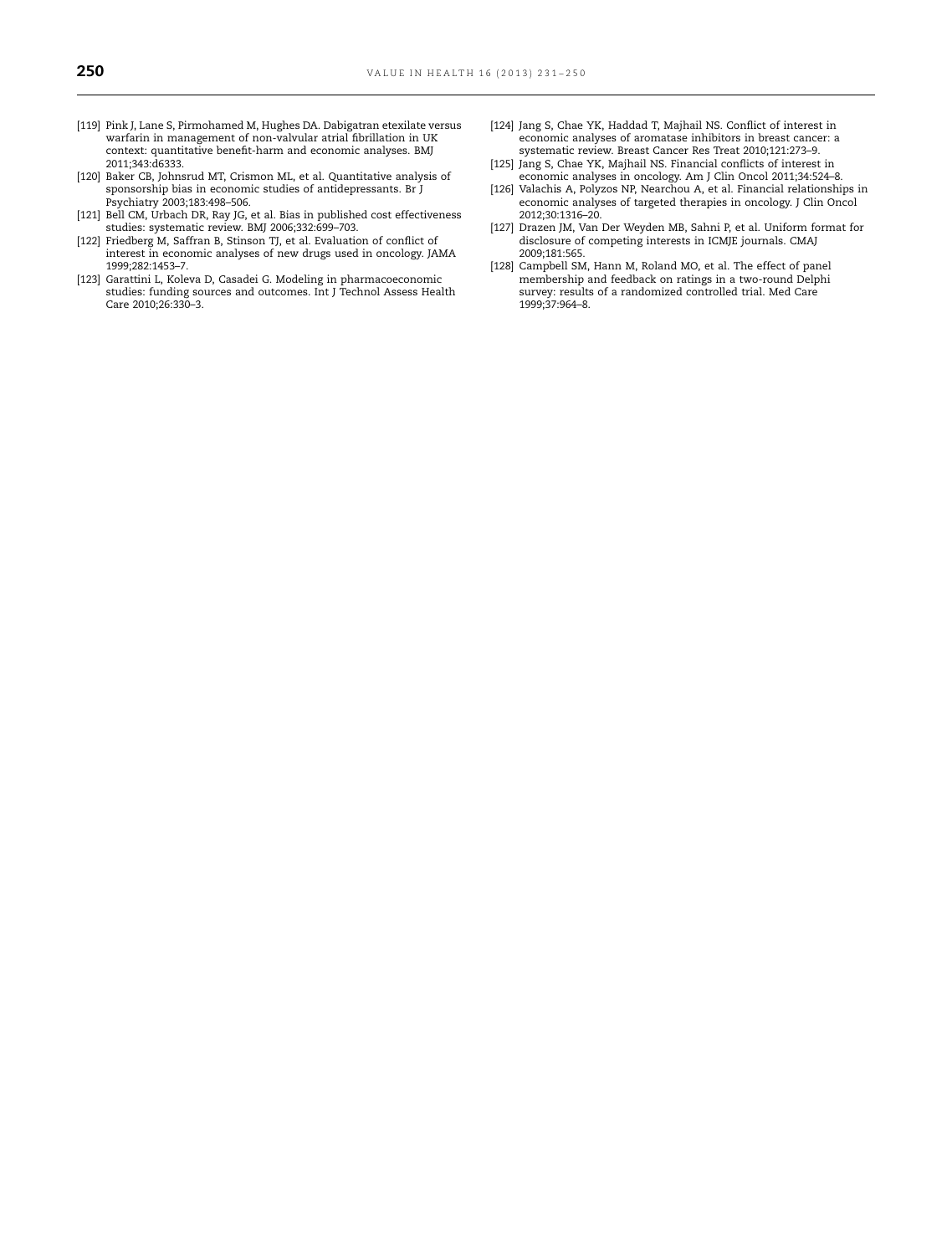[119] Pink J, Lane S, Pirmohamed M, Hughes DA. Dabigatran etexilate versus warfarin in management of non-valvular atrial fibrillation in UK context: quantitative benefit-harm and economic analyses. BMJ 2011;343:d6333.

[120] Baker CB, Johnsrud MT, Crismon ML, et al. Quantitative analysis of sponsorship bias in economic studies of antidepressants. Br J Psychiatry 2003;183:498–506.

[121] Bell CM, Urbach DR, Ray JG, et al. Bias in published cost effectiveness studies: systematic review. BMJ 2006;332:699–703.

[122] Friedberg M, Saffran B, Stinson TJ, et al. Evaluation of conflict of interest in economic analyses of new drugs used in oncology. JAMA 1999;282:1453–7.

[123] Garattini L, Koleva D, Casadei G. Modeling in pharmacoeconomic studies: funding sources and outcomes. Int J Technol Assess Health Care 2010;26:330–3.

[124] Jang S, Chae YK, Haddad T, Majhail NS. Conflict of interest in economic analyses of aromatase inhibitors in breast cancer: a systematic review. Breast Cancer Res Treat 2010;121:273–9.

[125] Jang S, Chae YK, Majhail NS. Financial conflicts of interest in economic analyses in oncology. Am J Clin Oncol 2011;34:524–8.

[126] Valachis A, Polyzos NP, Nearchou A, et al. Financial relationships in economic analyses of targeted therapies in oncology. J Clin Oncol 2012;30:1316–20.

[127] Drazen JM, Van Der Weyden MB, Sahni P, et al. Uniform format for disclosure of competing interests in ICMJE journals. CMAJ 2009;181:565.

[128] Campbell SM, Hann M, Roland MO, et al. The effect of panel membership and feedback on ratings in a two-round Delphi survey: results of a randomized controlled trial. Med Care 1999;37:964–8.